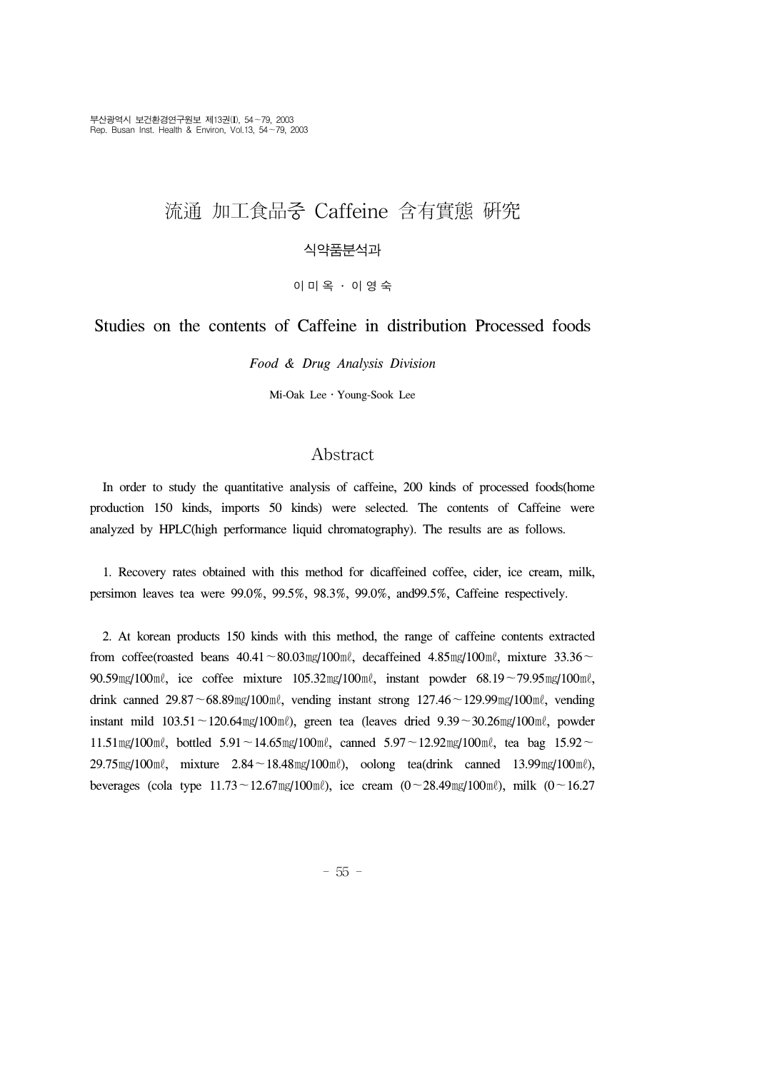# 流通 加工食品중 Caffeine 含有實態 硏究

식약품분석과

이 미 옥 · 이 영 숙

# Studies on the contents of Caffeine in distribution Processed foods

*Food & Drug Analysis Division*

Mi-Oak Lee · Young-Sook Lee

## Abstract

In order to study the quantitative analysis of caffeine, 200 kinds of processed foods(home production 150 kinds, imports 50 kinds) were selected. The contents of Caffeine were analyzed by HPLC(high performance liquid chromatography). The results are as follows.

1. Recovery rates obtained with this method for dicaffeined coffee, cider, ice cream, milk, persimon leaves tea were 99.0%, 99.5%, 98.3%, 99.0%, and99.5%, Caffeine respectively.

2. At korean products 150 kinds with this method, the range of caffeine contents extracted from coffee(roasted beans 40.41～80.03㎎/100㎖, decaffeined 4.85㎎/100㎖, mixture 33.36～90.59㎎/100㎖, ice coffee mixture 105.32㎎/100㎖, instant powder 68.19～79.95㎎/100㎖, drink canned 29.87～68.89㎎/100㎖, vending instant strong 127.46～129.99㎎/100㎖, vending instant mild 103.51～120.64㎎/100㎖), green tea (leaves dried 9.39～30.26㎎/100㎖, powder 11.51㎎/100㎖, bottled 5.91～14.65㎎/100㎖, canned 5.97～12.92㎎/100㎖, tea bag 15.92～29.75㎎/100㎖, mixture 2.84～18.48㎎/100㎖), oolong tea(drink canned 13.99㎎/100㎖), beverages (cola type 11.73～12.67㎎/100㎖), ice cream (0～28.49㎎/100㎖), milk (0～16.27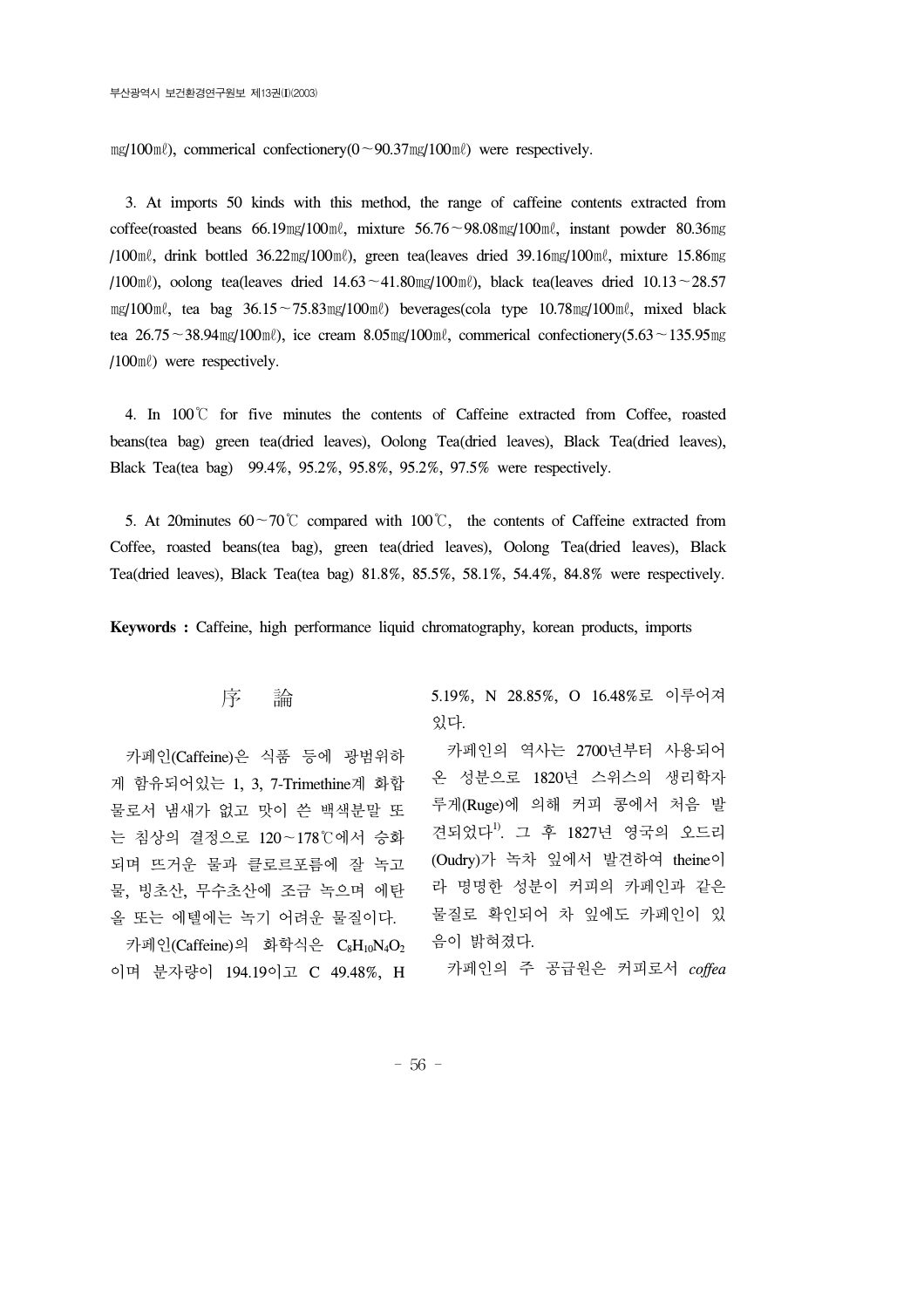㎎/100㎖), commerical confectionery(0～90.37㎎/100㎖) were respectively.

3. At imports 50 kinds with this method, the range of caffeine contents extracted from coffee(roasted beans 66.19㎎/100㎖, mixture 56.76～98.08㎎/100㎖, instant powder 80.36㎎/100㎖, drink bottled 36.22㎎/100㎖), green tea(leaves dried 39.16㎎/100㎖, mixture 15.86㎎/100㎖), oolong tea(leaves dried 14.63～41.80㎎/100㎖), black tea(leaves dried 10.13～28.57㎎/100㎖, tea bag 36.15～75.83㎎/100㎖) beverages(cola type 10.78㎎/100㎖, mixed black tea 26.75～38.94㎎/100㎖), ice cream 8.05㎎/100㎖, commerical confectionery(5.63～135.95㎎/100㎖) were respectively.

4. In 100℃ for five minutes the contents of Caffeine extracted from Coffee, roasted beans(tea bag) green tea(dried leaves), Oolong Tea(dried leaves), Black Tea(dried leaves), Black Tea(tea bag) 99.4%, 95.2%, 95.8%, 95.2%, 97.5% were respectively.

5. At 20minutes 60～70℃ compared with 100℃, the contents of Caffeine extracted from Coffee, roasted beans(tea bag), green tea(dried leaves), Oolong Tea(dried leaves), Black Tea(dried leaves), Black Tea(tea bag) 81.8%, 85.5%, 58.1%, 54.4%, 84.8% were respectively.

**Keywords :** Caffeine, high performance liquid chromatography, korean products, imports

## 序　論

카페인(Caffeine)은 식품 등에 광범위하게 함유되어있는 1, 3, 7-Trimethine계 화합물로서 냄새가 없고 맛이 쓴 백색분말 또는 침상의 결정으로 120～178℃에서 승화되며 뜨거운 물과 클로로포름에 잘 녹고 물, 빙초산, 무수초산에 조금 녹으며 에탄올 또는 에텔에는 녹기 어려운 물질이다.

카페인(Caffeine)의 화학식은 $C_8H_{10}N_4O_2$ 이며 분자량이 194.19이고 C 49.48%, H 5.19%, N 28.85%, O 16.48%로 이루어져 있다.

카페인의 역사는 2700년부터 사용되어 온 성분으로 1820년 스위스의 생리학자 루게(Ruge)에 의해 커피 콩에서 처음 발견되었다[1]. 그 후 1827년 영국의 오드리(Oudry)가 녹차 잎에서 발견하여 theine이라 명명한 성분이 커피의 카페인과 같은 물질로 확인되어 차 잎에도 카페인이 있음이 밝혀졌다.

카페인의 주 공급원은 커피로서 *coffea*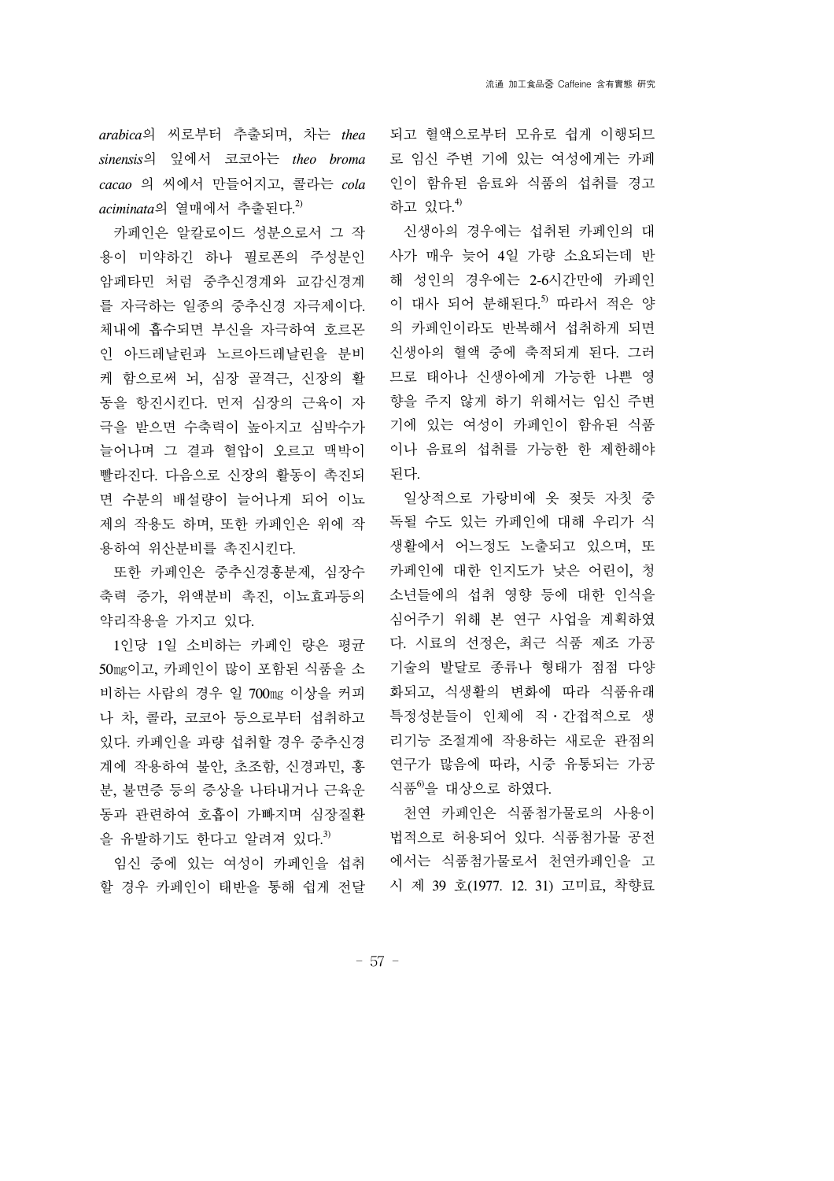*arabica*의 씨로부터 추출되며, 차는 *thea sinensis*의 잎에서 코코아는 *theo broma cacao* 의 씨에서 만들어지고, 콜라는 *cola aciminata*의 열매에서 추출된다.[2)]

카페인은 알칼로이드 성분으로서 그 작용이 미약하긴 하나 필로폰의 주성분인 암페타민 처럼 중추신경계와 교감신경계를 자극하는 일종의 중추신경 자극제이다. 체내에 흡수되면 부신을 자극하여 호르몬인 아드레날린과 노르아드레날린을 분비케 함으로써 뇌, 심장 골격근, 신장의 활동을 항진시킨다. 먼저 심장의 근육이 자극을 받으면 수축력이 높아지고 심박수가 늘어나며 그 결과 혈압이 오르고 맥박이 빨라진다. 다음으로 신장의 활동이 촉진되면 수분의 배설량이 늘어나게 되어 이뇨제의 작용도 하며, 또한 카페인은 위에 작용하여 위산분비를 촉진시킨다.

또한 카페인은 중추신경흥분제, 심장수축력 증가, 위액분비 촉진, 이뇨효과등의 약리작용을 가지고 있다.

1인당 1일 소비하는 카페인 량은 평균 50㎎이고, 카페인이 많이 포함된 식품을 소비하는 사람의 경우 일 700㎎ 이상을 커피나 차, 콜라, 코코아 등으로부터 섭취하고 있다. 카페인을 과량 섭취할 경우 중추신경계에 작용하여 불안, 초조함, 신경과민, 흥분, 불면증 등의 증상을 나타내거나 근육운동과 관련하여 호흡이 가빠지며 심장질환을 유발하기도 한다고 알려져 있다.[3)]

임신 중에 있는 여성이 카페인을 섭취할 경우 카페인이 태반을 통해 쉽게 전달되고 혈액으로부터 모유로 쉽게 이행되므로 임신 주변 기에 있는 여성에게는 카페인이 함유된 음료와 식품의 섭취를 경고하고 있다.[4)]

신생아의 경우에는 섭취된 카페인의 대사가 매우 늦어 4일 가량 소요되는데 반해 성인의 경우에는 2-6시간만에 카페인이 대사 되어 분해된다.[5)] 따라서 적은 양의 카페인이라도 반복해서 섭취하게 되면 신생아의 혈액 중에 축적되게 된다. 그러므로 태아나 신생아에게 가능한 나쁜 영향을 주지 않게 하기 위해서는 임신 주변기에 있는 여성이 카페인이 함유된 식품이나 음료의 섭취를 가능한 한 제한해야 된다.

일상적으로 가랑비에 옷 젖듯 자칫 중독될 수도 있는 카페인에 대해 우리가 식생활에서 어느정도 노출되고 있으며, 또 카페인에 대한 인지도가 낮은 어린이, 청소년들에의 섭취 영향 등에 대한 인식을 심어주기 위해 본 연구 사업을 계획하였다. 시료의 선정은, 최근 식품 제조 가공 기술의 발달로 종류나 형태가 점점 다양화되고, 식생활의 변화에 따라 식품유래 특정성분들이 인체에 직·간접적으로 생리기능 조절계에 작용하는 새로운 관점의 연구가 많음에 따라, 시중 유통되는 가공식품[6)]을 대상으로 하였다.

천연 카페인은 식품첨가물로의 사용이 법적으로 허용되어 있다. 식품첨가물 공전에서는 식품첨가물로서 천연카페인을 고시 제 39 호(1977. 12. 31) 고미료, 착향료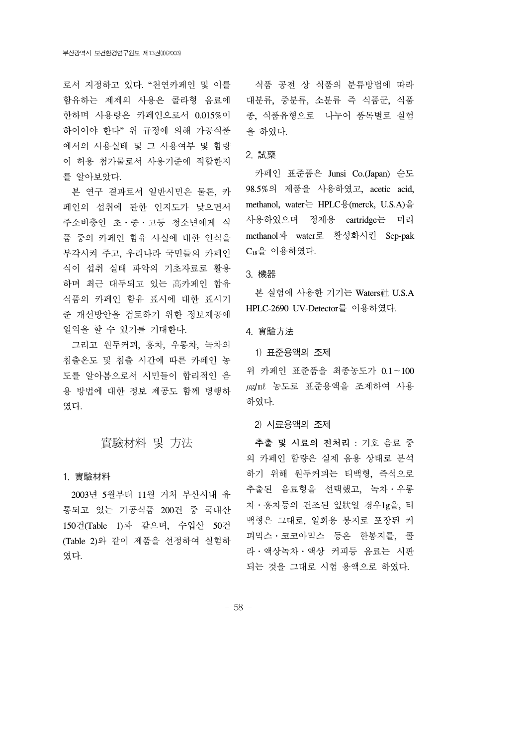로서 지정하고 있다. "천연카페인 및 이를 함유하는 제제의 사용은 콜라형 음료에 한하며 사용량은 카페인으로서 0.015%이 하이어야 한다" 위 규정에 의해 가공식품에서의 사용실태 및 그 사용여부 및 함량이 허용 첨가물로서 사용기준에 적합한지를 알아보았다.

본 연구 결과로서 일반시민은 물론, 카페인의 섭취에 관한 인지도가 낮으면서 주소비층인 초·중·고등 청소년에게 식품 중의 카페인 함유 사실에 대한 인식을 부각시켜 주고, 우리나라 국민들의 카페인 식이 섭취 실태 파악의 기초자료로 활용하며 최근 대두되고 있는 高카페인 함유 식품의 카페인 함유 표시에 대한 표시기준 개선방안을 검토하기 위한 정보제공에 일익을 할 수 있기를 기대한다.

그리고 원두커피, 홍차, 우롱차, 녹차의 침출온도 및 침출 시간에 따른 카페인 농도를 알아봄으로서 시민들이 합리적인 음용 방법에 대한 정보 제공도 함께 병행하였다.

## 實驗材料 및 方法

### 1. 實驗材料

2003년 5월부터 11월 거처 부산시내 유통되고 있는 가공식품 200건 중 국내산 150건(Table 1)과 같으며, 수입산 50건(Table 2)와 같이 제품을 선정하여 실험하였다.

식품 공전 상 식품의 분류방법에 따라 대분류, 중분류, 소분류 즉 식품군, 식품종, 식품유형으로  나누어 품목별로 실험을 하였다.

### 2. 試藥

카페인 표준품은 Junsi Co.(Japan) 순도 98.5%의 제품을 사용하였고, acetic acid, methanol, water는 HPLC용(merck, U.S.A)을 사용하였으며 정제용 cartridge는 미리 methanol과 water로 활성화시킨 Sep-pak $C_{18}$을 이용하였다.

### 3. 機器

본 실험에 사용한 기기는 Waters社 U.S.A HPLC-2690 UV-Detector를 이용하였다.

### 4. 實驗方法

#### 1) 표준용액의 조제

위 카페인 표준품을 최종농도가 0.1～100 ㎍/㎖ 농도로 표준용액을 조제하여 사용하였다.

#### 2) 시료용액의 조제

**추출 및 시료의 전처리** : 기호 음료 중의 카페인 함량은 실제 음용 상태로 분석하기 위해 원두커피는 티백형, 즉석으로 추출된 음료형을 선택했고, 녹차·우롱차·홍차등의 건조된 잎狀일 경우1g을, 티백형은 그대로, 일회용 봉지로 포장된 커피믹스·코코아믹스 등은 한봉지를, 콜라·액상녹차·액상 커피등 음료는 시판되는 것을 그대로 시험 용액으로 하였다.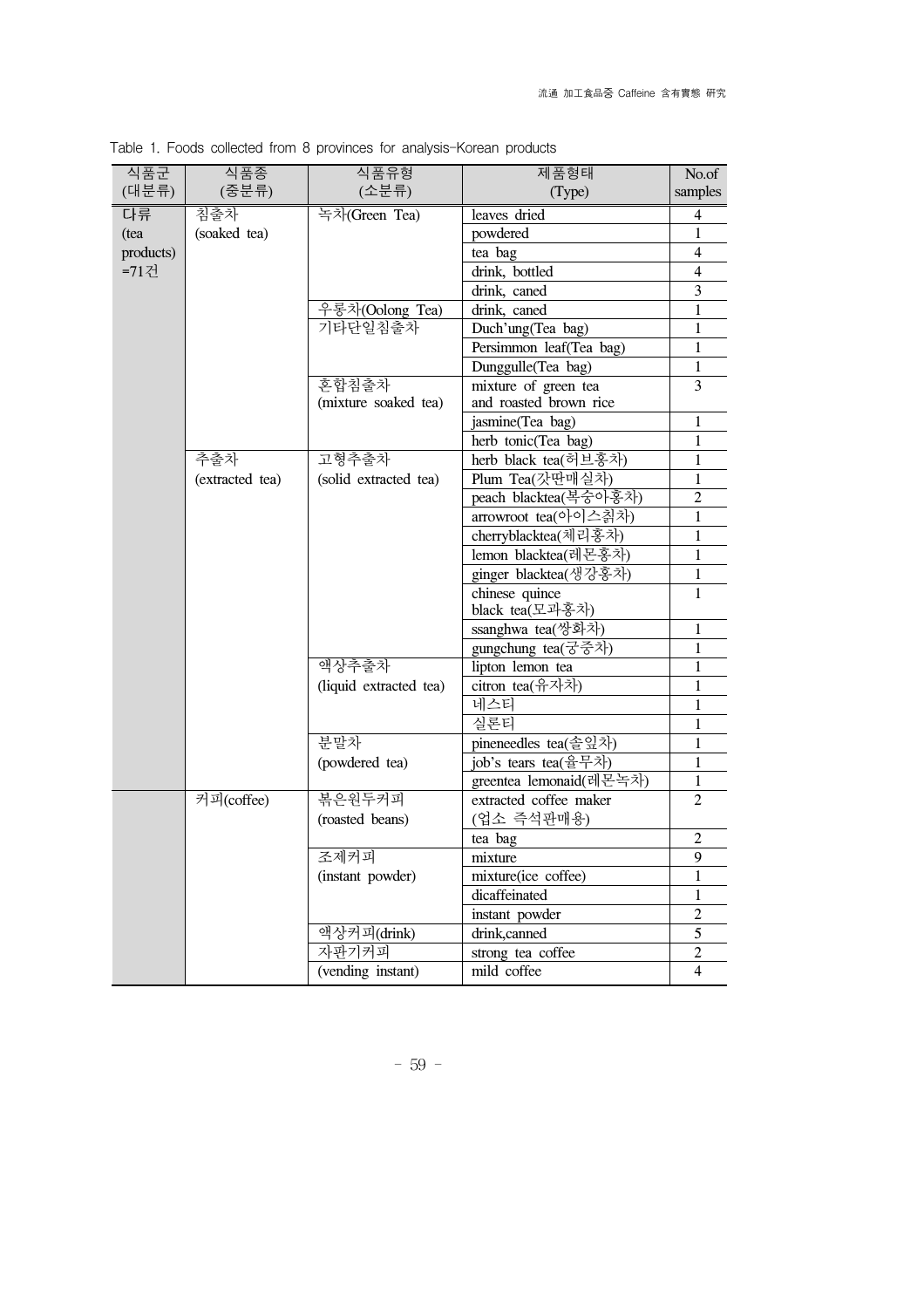Table 1. Foods collected from 8 provinces for analysis-Korean products

| 식품군 (대분류) | 식품종 (중분류) | 식품유형 (소분류) | 제품형태 (Type) | No.of samples |
|---|---|---|---|---|
| 다류 (tea products) =71건 | 침출차 (soaked tea) | 녹차(Green Tea) | leaves dried | 4 |
| | | | powdered | 1 |
| | | | tea bag | 4 |
| | | | drink, bottled | 4 |
| | | | drink, caned | 3 |
| | | 우롱차(Oolong Tea) | drink, caned | 1 |
| | | 기타단일침출차 | Duch'ung(Tea bag) | 1 |
| | | | Persimmon leaf(Tea bag) | 1 |
| | | | Dunggulle(Tea bag) | 1 |
| | | 혼합침출차 (mixture soaked tea) | mixture of green tea and roasted brown rice | 3 |
| | | | jasmine(Tea bag) | 1 |
| | | | herb tonic(Tea bag) | 1 |
| | 추출차 (extracted tea) | 고형추출차 (solid extracted tea) | herb black tea(허브홍차) | 1 |
| | | | Plum Tea(갓딴매실차) | 1 |
| | | | peach blacktea(복숭아홍차) | 2 |
| | | | arrowroot tea(아이스칡차) | 1 |
| | | | cherryblacktea(체리홍차) | 1 |
| | | | lemon blacktea(레몬홍차) | 1 |
| | | | ginger blacktea(생강홍차) | 1 |
| | | | chinese quince black tea(모과홍차) | 1 |
| | | | ssanghwa tea(쌍화차) | 1 |
| | | | gungchung tea(궁중차) | 1 |
| | | 액상추출차 (liquid extracted tea) | lipton lemon tea | 1 |
| | | | citron tea(유자차) | 1 |
| | | | 네스티 | 1 |
| | | | 실론티 | 1 |
| | | 분말차 (powdered tea) | pineneedles tea(솔잎차) | 1 |
| | | | job's tears tea(율무차) | 1 |
| | | | greentea lemonaid(레몬녹차) | 1 |
| | 커피(coffee) | 볶은원두커피 (roasted beans) | extracted coffee maker (업소 즉석판매용) | 2 |
| | | | tea bag | 2 |
| | | 조제커피 (instant powder) | mixture | 9 |
| | | | mixture(ice coffee) | 1 |
| | | | dicaffeinated | 1 |
| | | | instant powder | 2 |
| | | 액상커피(drink) | drink,canned | 5 |
| | | 자판기커피 (vending instant) | strong tea coffee | 2 |
| | | | mild coffee | 4 |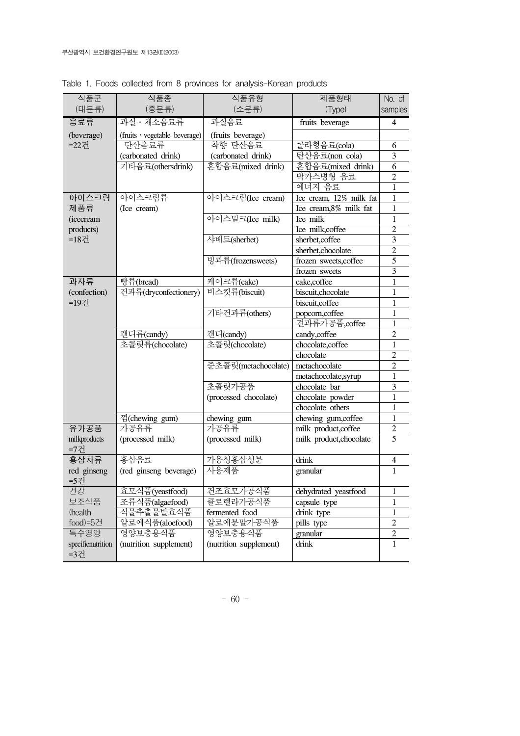Table 1. Foods collected from 8 provinces for analysis-Korean products

| 식품군 (대분류) | 식품종 (중분류) | 식품유형 (소분류) | 제품형태 (Type) | No. of samples |
|---|---|---|---|---|
| 음료류 (beverage) =22건 | 과실 · 채소음료류 (fruits · vegetable beverage) | 과실음료 (fruits beverage) | fruits beverage | 4 |
| | 탄산음료류 (carbonated drink) | 착향 탄산음료 (carbonated drink) | 콜라형음료(cola) | 6 |
| | | | 탄산음료(non cola) | 3 |
| | 기타음료(othersdrink) | 혼합음료(mixed drink) | 혼합음료(mixed drink) | 6 |
| | | | 박카스병형 음료 | 2 |
| | | | 에너지 음료 | 1 |
| 아이스크림 제품류 (icecream products) =18건 | 아이스크림류 (Ice cream) | 아이스크림(Ice cream) | Ice cream, 12% milk fat | 1 |
| | | | Ice cream,8% milk fat | 1 |
| | | 아이스밀크(Ice milk) | Ice milk | 1 |
| | | | Ice milk,coffee | 2 |
| | | 샤베트(sherbet) | sherbet,coffee | 3 |
| | | | sherbet,chocolate | 2 |
| | | 빙과류(frozensweets) | frozen sweets,coffee | 5 |
| | | | frozen sweets | 3 |
| 과자류 (confection) =19건 | 빵류(bread) | 케이크류(cake) | cake,coffee | 1 |
| | 건과류(dryconfectionery) | 비스킷류(biscuit) | biscuit,chocolate | 1 |
| | | | biscuit,coffee | 1 |
| | | 기타건과류(others) | popcorn,coffee | 1 |
| | | | 견과류가공품,coffee | 1 |
| | 캔디류(candy) | 캔디(candy) | candy,coffee | 2 |
| | 초콜릿류(chocolate) | 초콜릿(chocolate) | chocolate,coffee | 1 |
| | | | chocolate | 2 |
| | | 준초콜릿(metachocolate) | metachocolate | 2 |
| | | | metachocolate,syrup | 1 |
| | | 초콜릿가공품 (processed chocolate) | chocolate bar | 3 |
| | | | chocolate powder | 1 |
| | | | chocolate others | 1 |
| | 껌(chewing gum) | chewing gum | chewing gum,coffee | 1 |
| 유가공품 milkproducts =7건 | 가공유류 (processed milk) | 가공유류 (processed milk) | milk product,coffee | 2 |
| | | | milk product,chocolate | 5 |
| 홍삼차류 red ginseng =5건 | 홍삼음료 (red ginseng beverage) | 가용성홍삼성분 | drink | 4 |
| | | 사용제품 | granular | 1 |
| 건강 보조식품 (health food)=5건 | 효모식품(yeastfood) | 건조효모가공식품 | dehydrated yeastfood | 1 |
| | 조류식품(algaefood) | 클로렐라가공식품 | capsule type | 1 |
| | 식물추출물발효식품 | fermented food | drink type | 1 |
| | 알로에식품(aloefood) | 알로에분말가공식품 | pills type | 2 |
| 특수영양 specificnutrition =3건 | 영양보충용식품 (nutrition supplement) | 영양보충용식품 (nutrition supplement) | granular | 2 |
| | | | drink | 1 |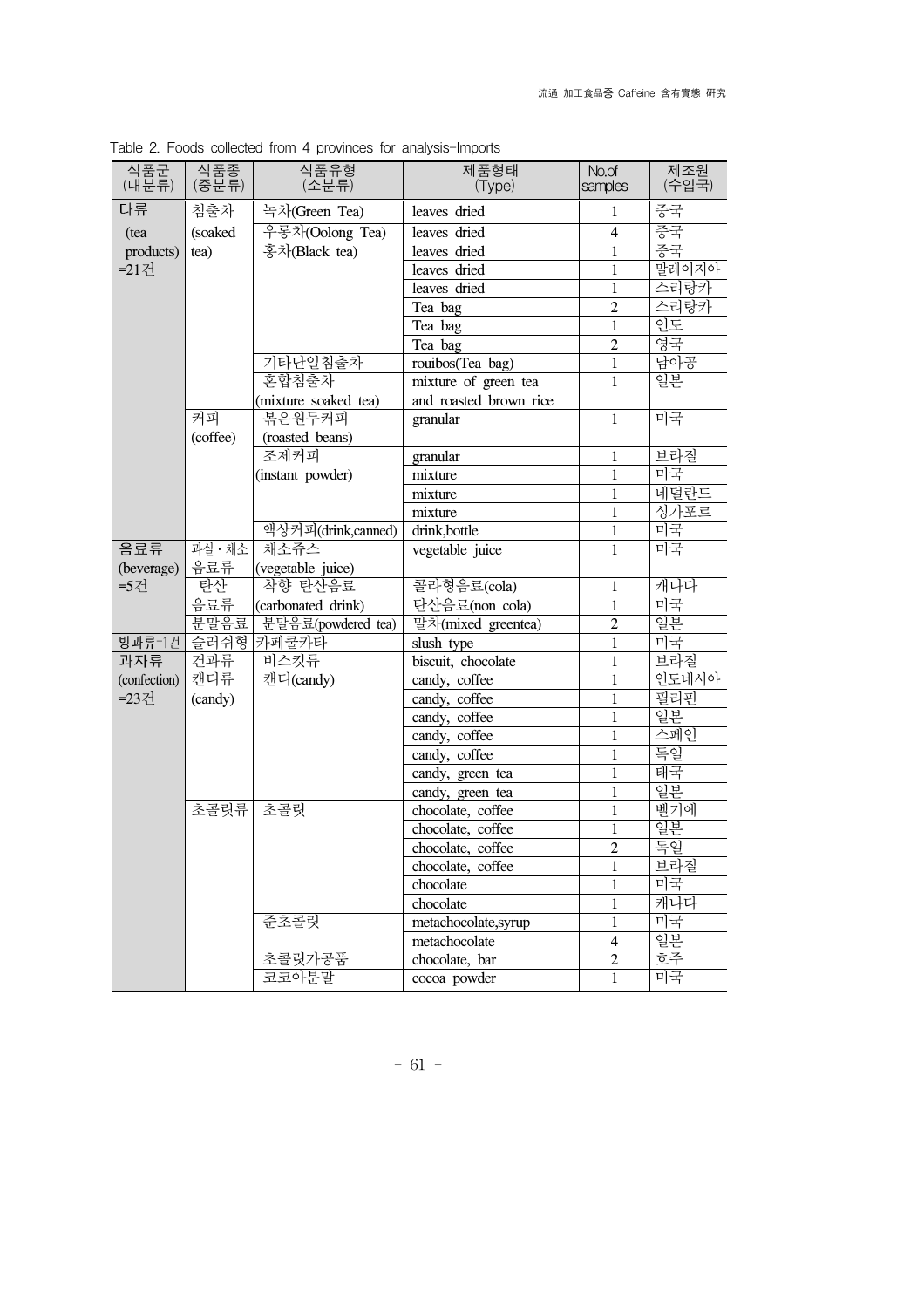Table 2. Foods collected from 4 provinces for analysis-Imports

| 식품군 (대분류) | 식품종 (중분류) | 식품유형 (소분류) | 제품형태 (Type) | No.of samples | 제조원 (수입국) |
|---|---|---|---|---|---|
| 다류 (tea products) =21건 | 침출차 (soaked tea) | 녹차(Green Tea) | leaves dried | 1 | 중국 |
| | | 우롱차(Oolong Tea) | leaves dried | 4 | 중국 |
| | | 홍차(Black tea) | leaves dried | 1 | 중국 |
| | | | leaves dried | 1 | 말레이지아 |
| | | | leaves dried | 1 | 스리랑카 |
| | | | Tea bag | 2 | 스리랑카 |
| | | | Tea bag | 1 | 인도 |
| | | | Tea bag | 2 | 영국 |
| | | 기타단일침출차 | rouibos(Tea bag) | 1 | 남아공 |
| | | 혼합침출차 (mixture soaked tea) | mixture of green tea and roasted brown rice | 1 | 일본 |
| | 커피 (coffee) | 볶은원두커피 (roasted beans) | granular | 1 | 미국 |
| | | 조제커피 (instant powder) | granular | 1 | 브라질 |
| | | | mixture | 1 | 미국 |
| | | | mixture | 1 | 네덜란드 |
| | | | mixture | 1 | 싱가포르 |
| | | 액상커피(drink,canned) | drink,bottle | 1 | 미국 |
| 음료류 (beverage) =5건 | 과실·채소 음료류 | 채소쥬스 (vegetable juice) | vegetable juice | 1 | 미국 |
| | 탄산 음료류 | 착향 탄산음료 (carbonated drink) | 콜라형음료(cola) | 1 | 캐나다 |
| | | | 탄산음료(non cola) | 1 | 미국 |
| | 분말음료 | 분말음료(powdered tea) | 말차(mixed greentea) | 2 | 일본 |
| 빙과류=1건 | 슬러쉬형 | 카페쿨카타 | slush type | 1 | 미국 |
| 과자류 (confection) =23건 | 건과류 | 비스킷류 | biscuit, chocolate | 1 | 브라질 |
| | 캔디류 (candy) | 캔디(candy) | candy, coffee | 1 | 인도네시아 |
| | | | candy, coffee | 1 | 필리핀 |
| | | | candy, coffee | 1 | 일본 |
| | | | candy, coffee | 1 | 스페인 |
| | | | candy, coffee | 1 | 독일 |
| | | | candy, green tea | 1 | 태국 |
| | | | candy, green tea | 1 | 일본 |
| | 초콜릿류 | 초콜릿 | chocolate, coffee | 1 | 벨기에 |
| | | | chocolate, coffee | 1 | 일본 |
| | | | chocolate, coffee | 2 | 독일 |
| | | | chocolate, coffee | 1 | 브라질 |
| | | | chocolate | 1 | 미국 |
| | | | chocolate | 1 | 캐나다 |
| | | 준초콜릿 | metachocolate,syrup | 1 | 미국 |
| | | | metachocolate | 4 | 일본 |
| | | 초콜릿가공품 | chocolate, bar | 2 | 호주 |
| | | 코코아분말 | cocoa powder | 1 | 미국 |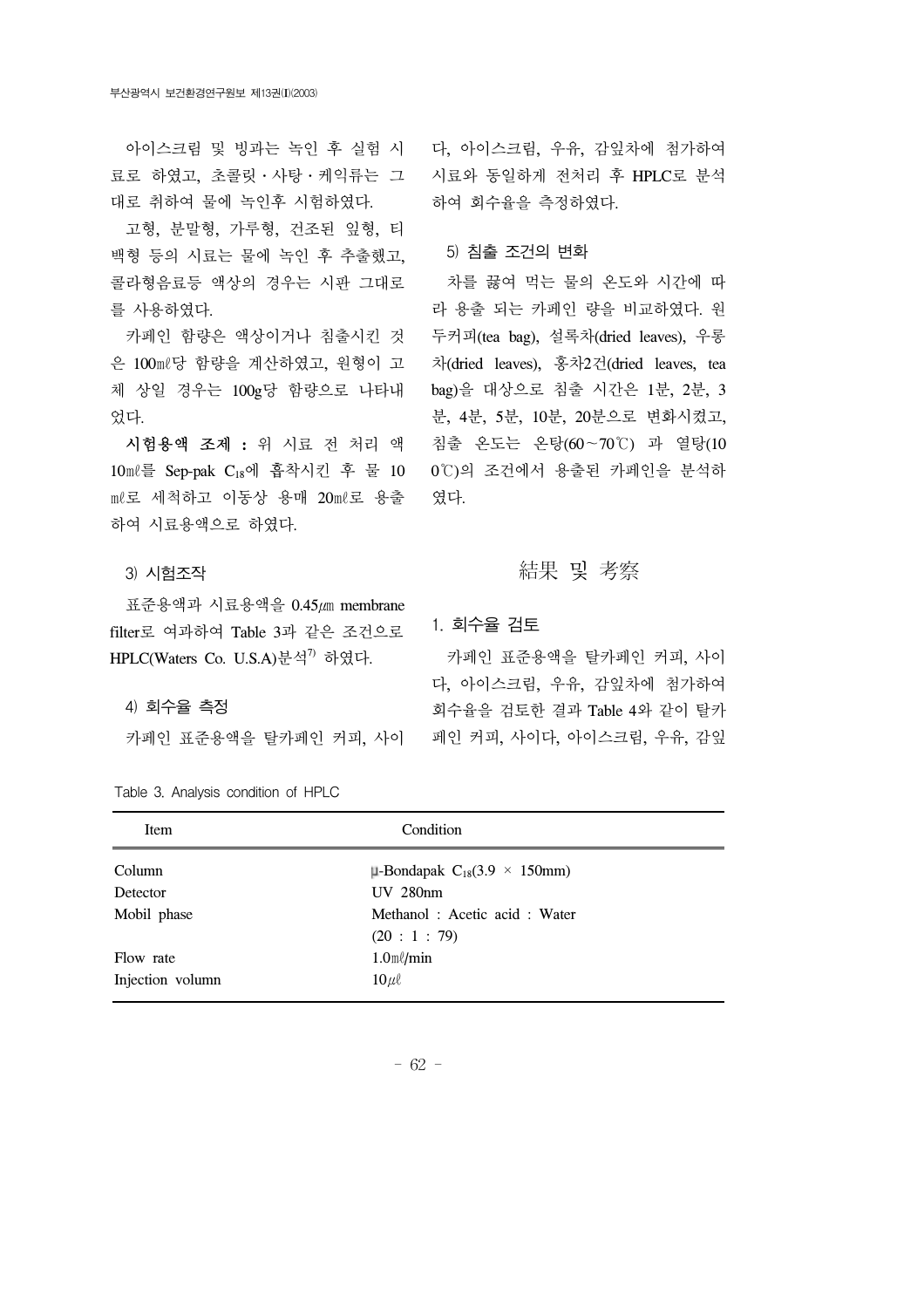아이스크림 및 빙과는 녹인 후 실험 시료로 하였고, 초콜릿・사탕・케익류는 그대로 취하여 물에 녹인후 시험하였다.

고형, 분말형, 가루형, 건조된 잎형, 티백형 등의 시료는 물에 녹인 후 추출했고, 콜라형음료등 액상의 경우는 시판 그대로를 사용하였다.

카페인 함량은 액상이거나 침출시킨 것은 100㎖당 함량을 계산하였고, 원형이 고체 상일 경우는 100g당 함량으로 나타내었다.

**시험용액 조제 :** 위 시료 전 처리 액 10㎖를 Sep-pak $C_{18}$에 흡착시킨 후 물 10㎖로 세척하고 이동상 용매 20㎖로 용출하여 시료용액으로 하였다.

### 3) 시험조작

표준용액과 시료용액을 0.45㎛ membrane filter로 여과하여 Table 3과 같은 조건으로 HPLC(Waters Co. U.S.A)분석[7] 하였다.

### 4) 회수율 측정

카페인 표준용액을 탈카페인 커피, 사이다, 아이스크림, 우유, 감잎차에 첨가하여 시료와 동일하게 전처리 후 HPLC로 분석하여 회수율을 측정하였다.

### 5) 침출 조건의 변화

차를 끓여 먹는 물의 온도와 시간에 따라 용출 되는 카페인 량을 비교하였다. 원두커피(tea bag), 설록차(dried leaves), 우롱차(dried leaves), 홍차2건(dried leaves, tea bag)을 대상으로 침출 시간은 1분, 2분, 3분, 4분, 5분, 10분, 20분으로 변화시켰고, 침출 온도는 온탕(60~70℃) 과 열탕(100℃)의 조건에서 용출된 카페인을 분석하였다.

## 結果 및 考察

### 1. 회수율 검토

카페인 표준용액을 탈카페인 커피, 사이다, 아이스크림, 우유, 감잎차에 첨가하여 회수율을 검토한 결과 Table 4와 같이 탈카페인 커피, 사이다, 아이스크림, 우유, 감잎

Table 3. Analysis condition of HPLC

| Item | Condition |
|---|---|
| Column | μ-Bondapak $C_{18}$(3.9 × 150mm) |
| Detector | UV 280nm |
| Mobil phase | Methanol : Acetic acid : Water (20 : 1 : 79) |
| Flow rate | 1.0㎖/min |
| Injection volumn | 10㎕ |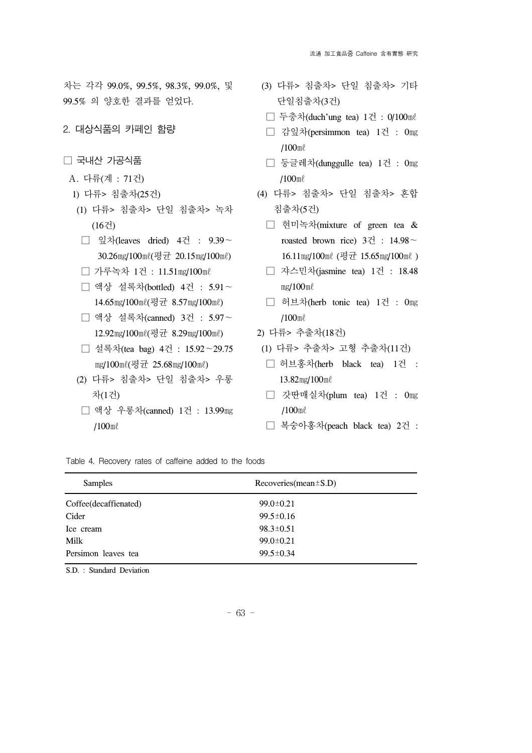차는 각각 99.0%, 99.5%, 98.3%, 99.0%, 및 99.5% 의 양호한 결과를 얻었다.

## 2. 대상식품의 카페인 함량

### □ 국내산 가공식품

A. 다류(계 : 71건)

1) 다류> 침출차(25건)

(1) 다류> 침출차> 단일 침출차> 녹차(16건)

- □ 잎차(leaves dried) 4건 : 9.39∼30.26㎎/100㎖(평균 20.15㎎/100㎖)
- □ 가루녹차 1건 : 11.51㎎/100㎖
- □ 액상 설록차(bottled) 4건 : 5.91∼14.65㎎/100㎖(평균 8.57㎎/100㎖)
- □ 액상 설록차(canned) 3건 : 5.97∼12.92㎎/100㎖(평균 8.29㎎/100㎖)
- □ 설록차(tea bag) 4건 : 15.92∼29.75㎎/100㎖(평균 25.68㎎/100㎖)

(2) 다류> 침출차> 단일 침출차> 우롱차(1건)

- □ 액상 우롱차(canned) 1건 : 13.99㎎/100㎖

(3) 다류> 침출차> 단일 침출차> 기타 단일침출차(3건)

- □ 두충차(duch'ung tea) 1건 : 0/100㎖
- □ 감잎차(persimmon tea) 1건 : 0㎎/100㎖
- □ 둥글레차(dunggulle tea) 1건 : 0㎎/100㎖

(4) 다류> 침출차> 단일 침출차> 혼합침출차(5건)

- □ 현미녹차(mixture of green tea & roasted brown rice) 3건 : 14.98∼16.11㎎/100㎖ (평균 15.65㎎/100㎖ )
- □ 쟈스민차(jasmine tea) 1건 : 18.48㎎/100㎖
- □ 허브차(herb tonic tea) 1건 : 0㎎/100㎖

2) 다류> 추출차(18건)

(1) 다류> 추출차> 고형 추출차(11건)

- □ 허브홍차(herb black tea) 1건 : 13.82㎎/100㎖
- □ 갓딴매실차(plum tea) 1건 : 0㎎/100㎖
- □ 복숭아홍차(peach black tea) 2건 :

Table 4. Recovery rates of caffeine added to the foods

| Samples | Recoveries(mean±S.D) |
|---|---|
| Coffee(decaffienated) | 99.0±0.21 |
| Cider | 99.5±0.16 |
| Ice cream | 98.3±0.51 |
| Milk | 99.0±0.21 |
| Persimon leaves tea | 99.5±0.34 |

S.D. : Standard Deviation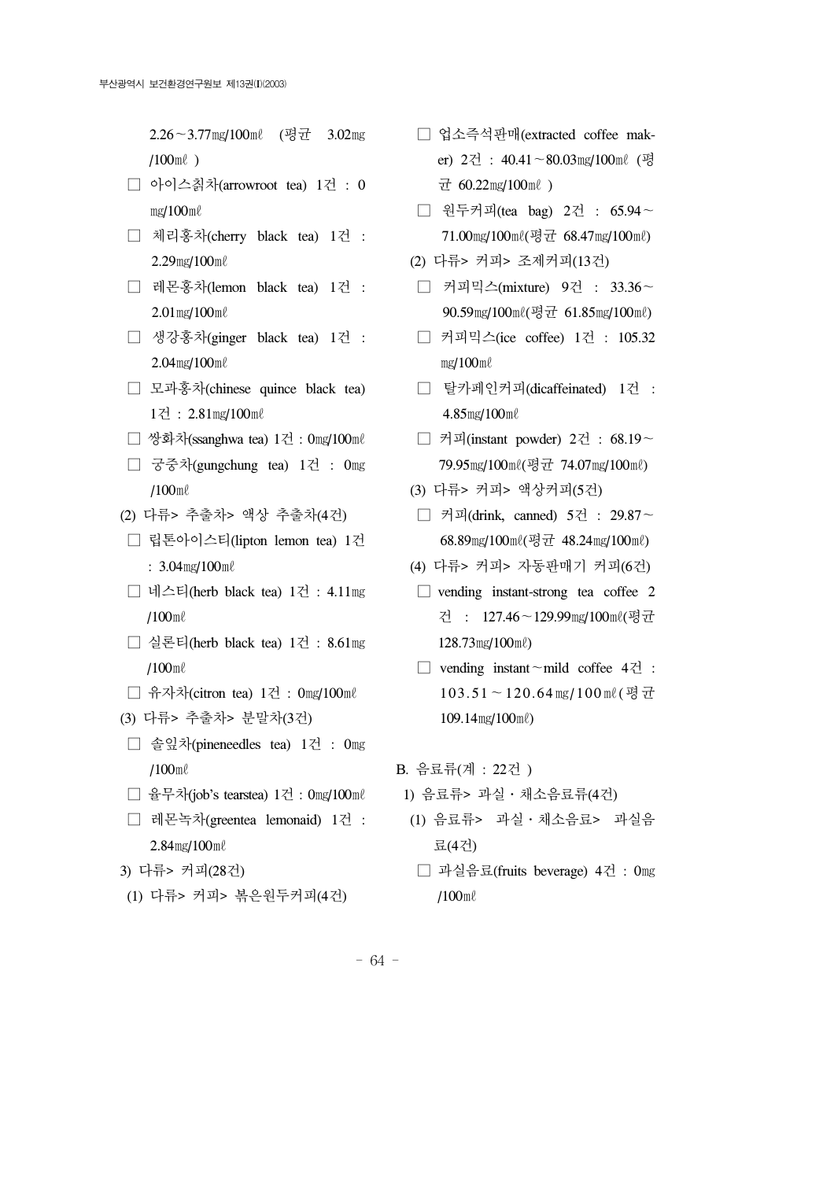2.26～3.77㎎/100㎖ (평균 3.02㎎/100㎖ )

- □ 아이스칡차(arrowroot tea) 1건 : 0㎎/100㎖
- □ 체리홍차(cherry black tea) 1건 : 2.29㎎/100㎖
- □ 레몬홍차(lemon black tea) 1건 : 2.01㎎/100㎖
- □ 생강홍차(ginger black tea) 1건 : 2.04㎎/100㎖
- □ 모과홍차(chinese quince black tea) 1건 : 2.81㎎/100㎖
- □ 쌍화차(ssanghwa tea) 1건 : 0㎎/100㎖
- □ 궁중차(gungchung tea) 1건 : 0㎎/100㎖

(2) 다류> 추출차> 액상 추출차(4건)

- □ 립톤아이스티(lipton lemon tea) 1건 : 3.04㎎/100㎖
- □ 네스티(herb black tea) 1건 : 4.11㎎/100㎖
- □ 실론티(herb black tea) 1건 : 8.61㎎/100㎖
- □ 유자차(citron tea) 1건 : 0㎎/100㎖

(3) 다류> 추출차> 분말차(3건)

- □ 솔잎차(pineneedles tea) 1건 : 0㎎/100㎖
- □ 율무차(job's tearstea) 1건 : 0㎎/100㎖
- □ 레몬녹차(greentea lemonaid) 1건 : 2.84㎎/100㎖

3) 다류> 커피(28건)

(1) 다류> 커피> 볶은원두커피(4건)

- □ 업소즉석판매(extracted coffee maker) 2건 : 40.41～80.03㎎/100㎖ (평균 60.22㎎/100㎖ )
- □ 원두커피(tea bag) 2건 : 65.94～71.00㎎/100㎖(평균 68.47㎎/100㎖)

(2) 다류> 커피> 조제커피(13건)

- □ 커피믹스(mixture) 9건 : 33.36～90.59㎎/100㎖(평균 61.85㎎/100㎖)
- □ 커피믹스(ice coffee) 1건 : 105.32㎎/100㎖
- □ 탈카페인커피(dicaffeinated) 1건 : 4.85㎎/100㎖
- □ 커피(instant powder) 2건 : 68.19～79.95㎎/100㎖(평균 74.07㎎/100㎖)

(3) 다류> 커피> 액상커피(5건)

- □ 커피(drink, canned) 5건 : 29.87～68.89㎎/100㎖(평균 48.24㎎/100㎖)

(4) 다류> 커피> 자동판매기 커피(6건)

- □ vending instant-strong tea coffee 2건 : 127.46～129.99㎎/100㎖(평균 128.73㎎/100㎖)
- □ vending instant～mild coffee 4건 : 103.51～120.64㎎/100㎖(평균 109.14㎎/100㎖)

B. 음료류(계 : 22건 )

1) 음료류> 과실・채소음료류(4건)

(1) 음료류> 과실・채소음료> 과실음료(4건)

- □ 과실음료(fruits beverage) 4건 : 0㎎/100㎖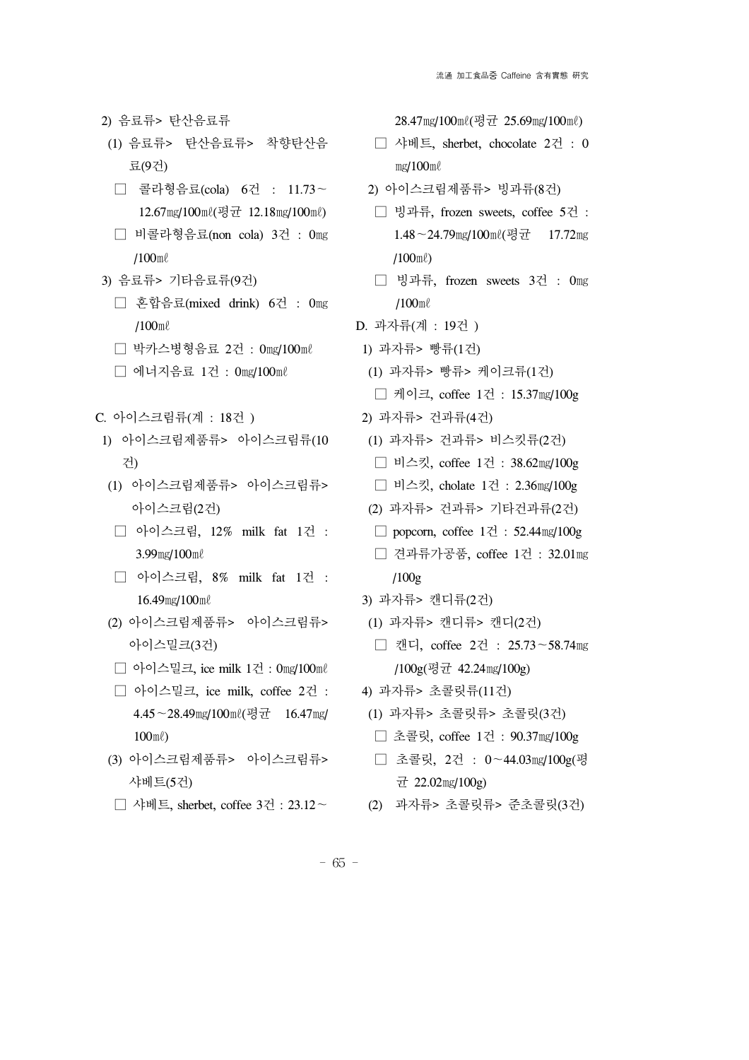2) 음료류> 탄산음료류

(1) 음료류> 탄산음료류> 착향탄산음료(9건)

□ 콜라형음료(cola) 6건 : 11.73～12.67㎎/100㎖(평균 12.18㎎/100㎖)

□ 비콜라형음료(non cola) 3건 : 0㎎/100㎖

3) 음료류> 기타음료류(9건)

□ 혼합음료(mixed drink) 6건 : 0㎎/100㎖

□ 박카스병형음료 2건 : 0㎎/100㎖

□ 에너지음료 1건 : 0㎎/100㎖

C. 아이스크림류(계 : 18건 )

1) 아이스크림제품류> 아이스크림류(10건)

(1) 아이스크림제품류> 아이스크림류> 아이스크림(2건)

□ 아이스크림, 12% milk fat 1건 : 3.99㎎/100㎖

□ 아이스크림, 8% milk fat 1건 : 16.49㎎/100㎖

(2) 아이스크림제품류> 아이스크림류> 아이스밀크(3건)

□ 아이스밀크, ice milk 1건 : 0㎎/100㎖

□ 아이스밀크, ice milk, coffee 2건 : 4.45～28.49㎎/100㎖(평균 16.47㎎/100㎖)

(3) 아이스크림제품류> 아이스크림류> 샤베트(5건)

□ 샤베트, sherbet, coffee 3건 : 23.12～28.47㎎/100㎖(평균 25.69㎎/100㎖)

□ 샤베트, sherbet, chocolate 2건 : 0㎎/100㎖

2) 아이스크림제품류> 빙과류(8건)

□ 빙과류, frozen sweets, coffee 5건 : 1.48～24.79㎎/100㎖(평균 17.72㎎/100㎖)

□ 빙과류, frozen sweets 3건 : 0㎎/100㎖

D. 과자류(계 : 19건 )

1) 과자류> 빵류(1건)

(1) 과자류> 빵류> 케이크류(1건)

□ 케이크, coffee 1건 : 15.37㎎/100g

2) 과자류> 건과류(4건)

(1) 과자류> 건과류> 비스킷류(2건)

□ 비스킷, coffee 1건 : 38.62㎎/100g

□ 비스킷, cholate 1건 : 2.36㎎/100g

(2) 과자류> 건과류> 기타건과류(2건)

□ popcorn, coffee 1건 : 52.44㎎/100g

□ 견과류가공품, coffee 1건 : 32.01㎎/100g

3) 과자류> 캔디류(2건)

(1) 과자류> 캔디류> 캔디(2건)

□ 캔디, coffee 2건 : 25.73～58.74㎎/100g(평균 42.24㎎/100g)

4) 과자류> 초콜릿류(11건)

(1) 과자류> 초콜릿류> 초콜릿(3건)

□ 초콜릿, coffee 1건 : 90.37㎎/100g

□ 초콜릿, 2건 : 0～44.03㎎/100g(평균 22.02㎎/100g)

(2) 과자류> 초콜릿류> 준초콜릿(3건)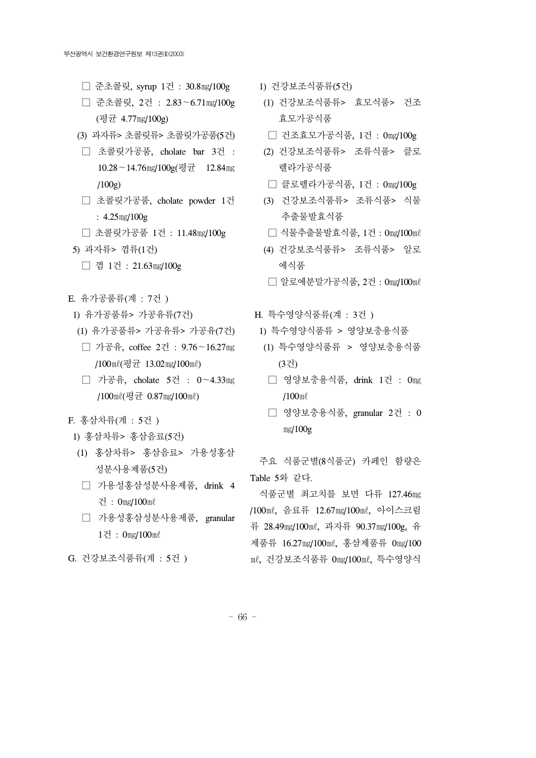□ 준초콜릿, syrup 1건 : 30.8㎎/100g

□ 준초콜릿, 2건 : 2.83～6.71㎎/100g (평균 4.77㎎/100g)

(3) 과자류> 초콜릿류> 초콜릿가공품(5건)

□ 초콜릿가공품, cholate bar 3건 : 10.28～14.76㎎/100g(평균 12.84㎎/100g)

□ 초콜릿가공품, cholate powder 1건 : 4.25㎎/100g

□ 초콜릿가공품 1건 : 11.48㎎/100g

5) 과자류> 껌류(1건)

□ 껌 1건 : 21.63㎎/100g

E. 유가공품류(계 : 7건 )

1) 유가공품류> 가공유류(7건)

(1) 유가공품류> 가공유류> 가공유(7건)

□ 가공유, coffee 2건 : 9.76～16.27㎎/100㎖(평균 13.02㎎/100㎖)

□ 가공유, cholate 5건 : 0～4.33㎎/100㎖(평균 0.87㎎/100㎖)

F. 홍삼차류(계 : 5건 )

1) 홍삼차류> 홍삼음료(5건)

(1) 홍삼차류> 홍삼음료> 가용성홍삼성분사용제품(5건)

□ 가용성홍삼성분사용제품, drink 4건 : 0㎎/100㎖

□ 가용성홍삼성분사용제품, granular 1건 : 0㎎/100㎖

G. 건강보조식품류(계 : 5건 )

1) 건강보조식품류(5건)

(1) 건강보조식품류> 효모식품> 건조효모가공식품

□ 건조효모가공식품, 1건 : 0㎎/100g

(2) 건강보조식품류> 조류식품> 클로렐라가공식품

□ 클로렐라가공식품, 1건 : 0㎎/100g

(3) 건강보조식품류> 조류식품> 식물추출물발효식품

□ 식물추출물발효식품, 1건 : 0㎎/100㎖

(4) 건강보조식품류> 조류식품> 알로에식품

□ 알로에분말가공식품, 2건 : 0㎎/100㎖

H. 특수영양식품류(계 : 3건 )

1) 특수영양식품류 > 영양보충용식품

(1) 특수영양식품류 > 영양보충용식품(3건)

□ 영양보충용식품, drink 1건 : 0㎎/100㎖

□ 영양보충용식품, granular 2건 : 0㎎/100g

주요 식품군별(8식품군) 카페인 함량은 Table 5와 같다.

식품군별 최고치를 보면 다류 127.46㎎/100㎖, 음료류 12.67㎎/100㎖, 아이스크림류 28.49㎎/100㎖, 과자류 90.37㎎/100g, 유제품류 16.27㎎/100㎖, 홍삼제품류 0㎎/100㎖, 건강보조식품류 0㎎/100㎖, 특수영양식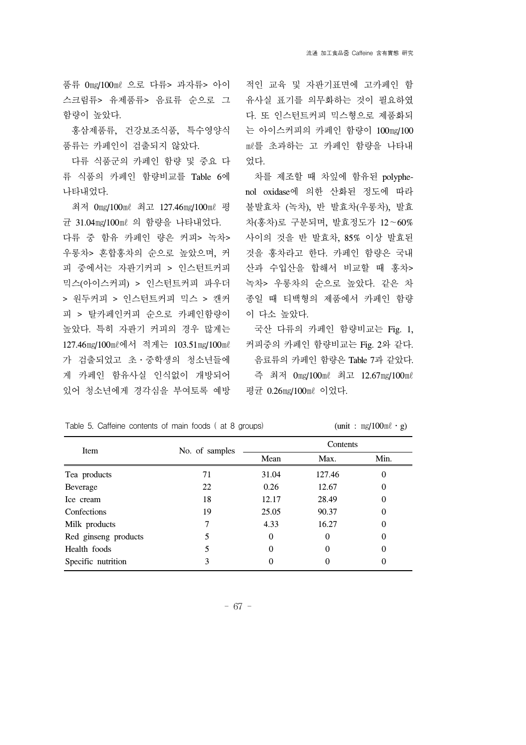품류 0㎎/100㎖ 으로 다류> 과자류> 아이스크림류> 유제품류> 음료류 순으로 그 함량이 높았다.

홍삼제품류, 건강보조식품, 특수영양식품류는 카페인이 검출되지 않았다.

다류 식품군의 카페인 함량 및 중요 다류 식품의 카페인 함량비교를 Table 6에 나타내었다.

최저 0㎎/100㎖ 최고 127.46㎎/100㎖ 평균 31.04㎎/100㎖ 의 함량을 나타내었다.
다류 중 함유 카페인 량은 커피> 녹차> 우롱차> 혼합홍차의 순으로 높았으며, 커피 중에서는 자판기커피 > 인스턴트커피 믹스(아이스커피) > 인스턴트커피 파우더 > 원두커피 > 인스턴트커피 믹스 > 캔커피 > 탈카페인커피 순으로 카페인함량이 높았다. 특히 자판기 커피의 경우 많게는 127.46㎎/100㎖에서 적게는 103.51㎎/100㎖가 검출되었고 초・중학생의 청소년들에게 카페인 함유사실 인식없이 개방되어 있어 청소년에게 경각심을 부여토록 예방적인 교육 및 자판기표면에 고카페인 함유사실 표기를 의무화하는 것이 필요하였다. 또 인스턴트커피 믹스형으로 제품화되는 아이스커피의 카페인 함량이 100㎎/100㎖를 초과하는 고 카페인 함량을 나타내었다.

차를 제조할 때 차잎에 함유된 polyphenol oxidase에 의한 산화된 정도에 따라 불발효차 (녹차), 반 발효차(우롱차), 발효차(홍차)로 구분되며, 발효정도가 12～60% 사이의 것을 반 발효차, 85% 이상 발효된 것을 홍차라고 한다. 카페인 함량은 국내산과 수입산을 합해서 비교할 때 홍차> 녹차> 우롱차의 순으로 높았다. 같은 차 종일 때 티백형의 제품에서 카페인 함량이 다소 높았다.

국산 다류의 카페인 함량비교는 Fig. 1, 커피중의 카페인 함량비교는 Fig. 2와 같다.

음료류의 카페인 함량은 Table 7과 같았다.
즉 최저 0㎎/100㎖ 최고 12.67㎎/100㎖ 평균 0.26㎎/100㎖ 이었다.

Table 5. Caffeine contents of main foods ( at 8 groups) (unit : ㎎/100㎖・g)

| Item | No. of samples | Contents | | |
|---|---|---|---|---|
| | | Mean | Max. | Min. |
| Tea products | 71 | 31.04 | 127.46 | 0 |
| Beverage | 22 | 0.26 | 12.67 | 0 |
| Ice cream | 18 | 12.17 | 28.49 | 0 |
| Confections | 19 | 25.05 | 90.37 | 0 |
| Milk products | 7 | 4.33 | 16.27 | 0 |
| Red ginseng products | 5 | 0 | 0 | 0 |
| Health foods | 5 | 0 | 0 | 0 |
| Specific nutrition | 3 | 0 | 0 | 0 |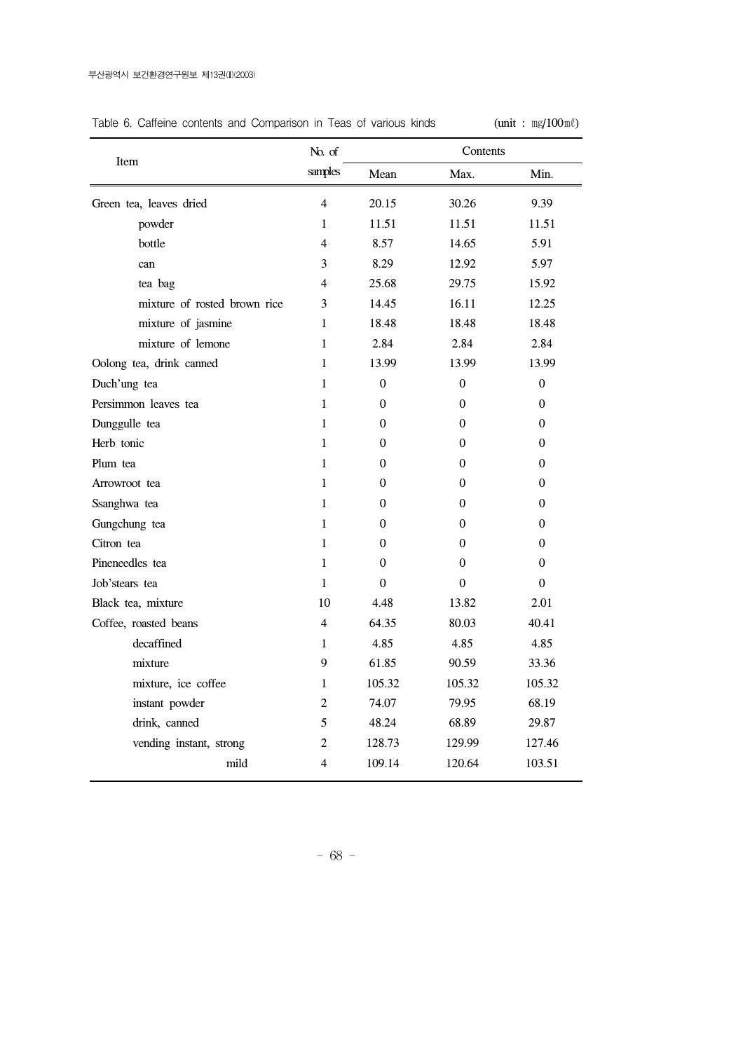Table 6. Caffeine contents and Comparison in Teas of various kinds (unit : ㎎/100㎖)

| Item | No. of samples | Contents | | |
|---|---|---|---|---|
| | | Mean | Max. | Min. |
| Green tea, leaves dried | 4 | 20.15 | 30.26 | 9.39 |
| powder | 1 | 11.51 | 11.51 | 11.51 |
| bottle | 4 | 8.57 | 14.65 | 5.91 |
| can | 3 | 8.29 | 12.92 | 5.97 |
| tea bag | 4 | 25.68 | 29.75 | 15.92 |
| mixture of rosted brown rice | 3 | 14.45 | 16.11 | 12.25 |
| mixture of jasmine | 1 | 18.48 | 18.48 | 18.48 |
| mixture of lemone | 1 | 2.84 | 2.84 | 2.84 |
| Oolong tea, drink canned | 1 | 13.99 | 13.99 | 13.99 |
| Duch'ung tea | 1 | 0 | 0 | 0 |
| Persimmon leaves tea | 1 | 0 | 0 | 0 |
| Dunggulle tea | 1 | 0 | 0 | 0 |
| Herb tonic | 1 | 0 | 0 | 0 |
| Plum tea | 1 | 0 | 0 | 0 |
| Arrowroot tea | 1 | 0 | 0 | 0 |
| Ssanghwa tea | 1 | 0 | 0 | 0 |
| Gungchung tea | 1 | 0 | 0 | 0 |
| Citron tea | 1 | 0 | 0 | 0 |
| Pineneedles tea | 1 | 0 | 0 | 0 |
| Job'stears tea | 1 | 0 | 0 | 0 |
| Black tea, mixture | 10 | 4.48 | 13.82 | 2.01 |
| Coffee, roasted beans | 4 | 64.35 | 80.03 | 40.41 |
| decaffined | 1 | 4.85 | 4.85 | 4.85 |
| mixture | 9 | 61.85 | 90.59 | 33.36 |
| mixture, ice coffee | 1 | 105.32 | 105.32 | 105.32 |
| instant powder | 2 | 74.07 | 79.95 | 68.19 |
| drink, canned | 5 | 48.24 | 68.89 | 29.87 |
| vending instant, strong | 2 | 128.73 | 129.99 | 127.46 |
| mild | 4 | 109.14 | 120.64 | 103.51 |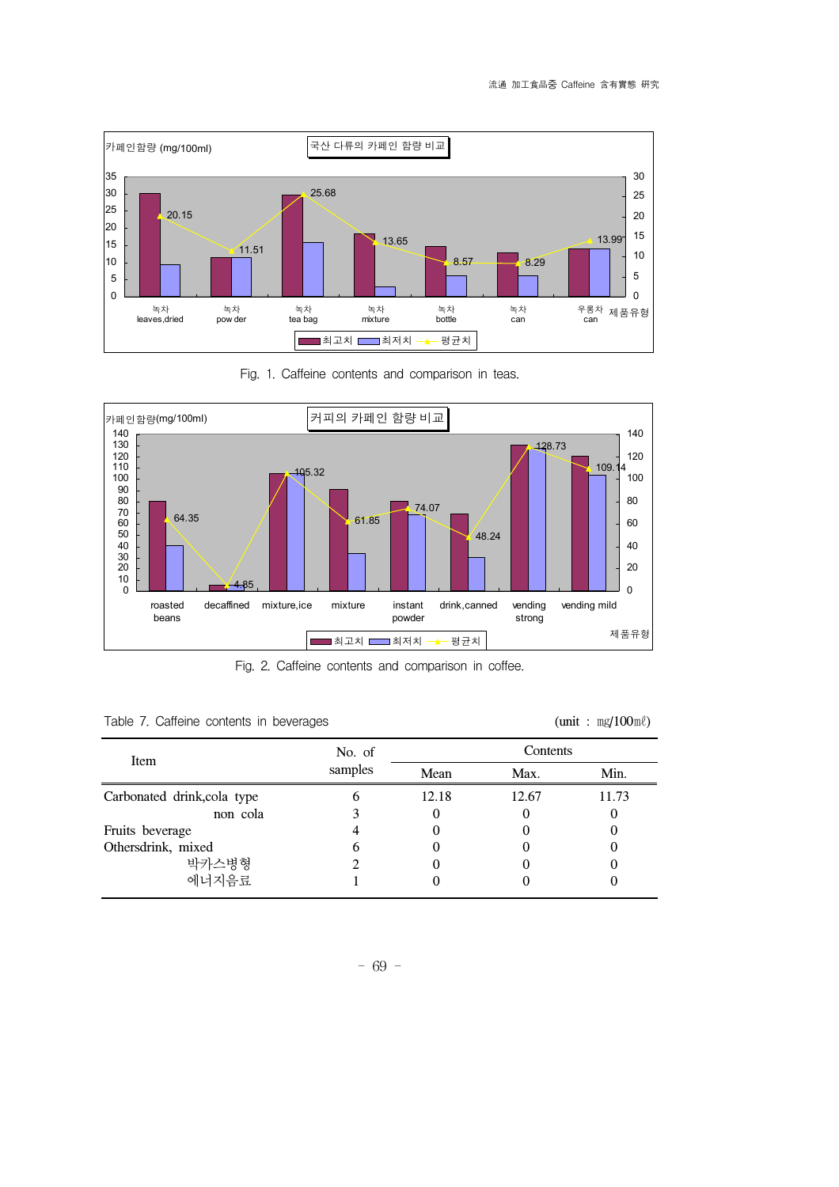Fig. 1. Caffeine contents and comparison in teas.

Fig. 2. Caffeine contents and comparison in coffee.

Table 7. Caffeine contents in beverages (unit : ㎎/100㎖)

| Item | No. of samples | Contents | | |
|---|---|---|---|---|
| | | Mean | Max. | Min. |
| Carbonated drink, cola type | 6 | 12.18 | 12.67 | 11.73 |
| non cola | 3 | 0 | 0 | 0 |
| Fruits beverage | 4 | 0 | 0 | 0 |
| Othersdrink, mixed | 6 | 0 | 0 | 0 |
| 박카스병형 | 2 | 0 | 0 | 0 |
| 에너지음료 | 1 | 0 | 0 | 0 |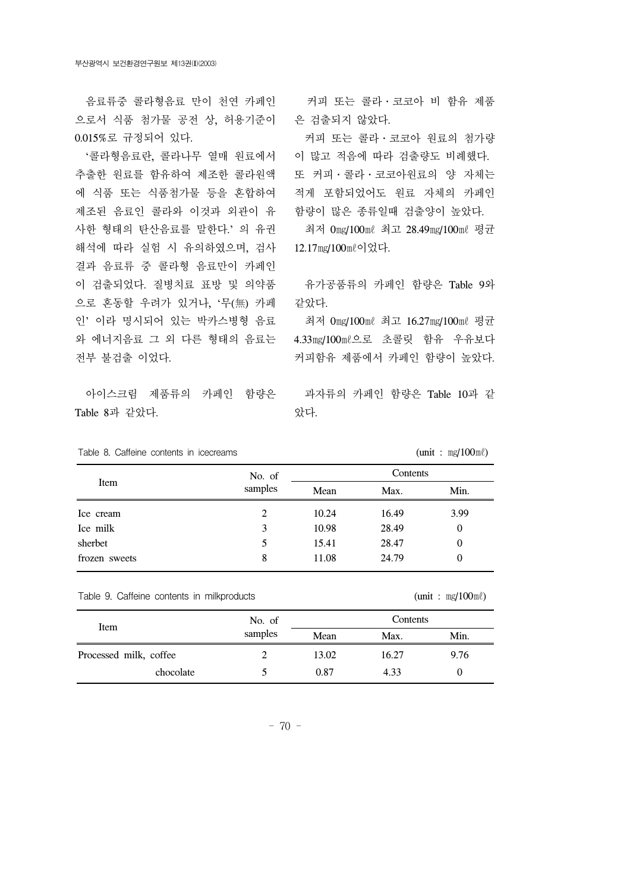음료류중 콜라형음료 만이 천연 카페인으로서 식품 첨가물 공전 상, 허용기준이 0.015%로 규정되어 있다.

'콜라형음료란, 콜라나무 열매 원료에서 추출한 원료를 함유하여 제조한 콜라원액에 식품 또는 식품첨가물 등을 혼합하여 제조된 음료인 콜라와 이것과 외관이 유사한 형태의 탄산음료를 말한다.' 의 유권해석에 따라 실험 시 유의하였으며, 검사결과 음료류 중 콜라형 음료만이 카페인이 검출되었다. 질병치료 표방 및 의약품으로 혼동할 우려가 있거나, '무(無) 카페인' 이라 명시되어 있는 박카스병형 음료와 에너지음료 그 외 다른 형태의 음료는 전부 불검출 이었다.

아이스크림 제품류의 카페인 함량은 Table 8과 같았다.

커피 또는 콜라·코코아 비 함유 제품은 검출되지 않았다.

커피 또는 콜라·코코아 원료의 첨가량이 많고 적음에 따라 검출량도 비례했다. 또 커피·콜라·코코아원료의 양 자체는 적게 포함되었어도 원료 자체의 카페인 함량이 많은 종류일때 검출양이 높았다.

최저 0㎎/100㎖ 최고 28.49㎎/100㎖ 평균 12.17㎎/100㎖이었다.

유가공품류의 카페인 함량은 Table 9와 같았다.

최저 0㎎/100㎖ 최고 16.27㎎/100㎖ 평균 4.33㎎/100㎖으로 초콜릿 함유 우유보다 커피함유 제품에서 카페인 함량이 높았다.

과자류의 카페인 함량은 Table 10과 같았다.

Table 8. Caffeine contents in icecreams (unit : ㎎/100㎖)

| Item | No. of samples | Contents | | |
|---|---|---|---|---|
| | | Mean | Max. | Min. |
| Ice cream | 2 | 10.24 | 16.49 | 3.99 |
| Ice milk | 3 | 10.98 | 28.49 | 0 |
| sherbet | 5 | 15.41 | 28.47 | 0 |
| frozen sweets | 8 | 11.08 | 24.79 | 0 |

Table 9. Caffeine contents in milkproducts (unit : ㎎/100㎖)

| Item | No. of samples | Contents | | |
|---|---|---|---|---|
| | | Mean | Max. | Min. |
| Processed milk, coffee | 2 | 13.02 | 16.27 | 9.76 |
| chocolate | 5 | 0.87 | 4.33 | 0 |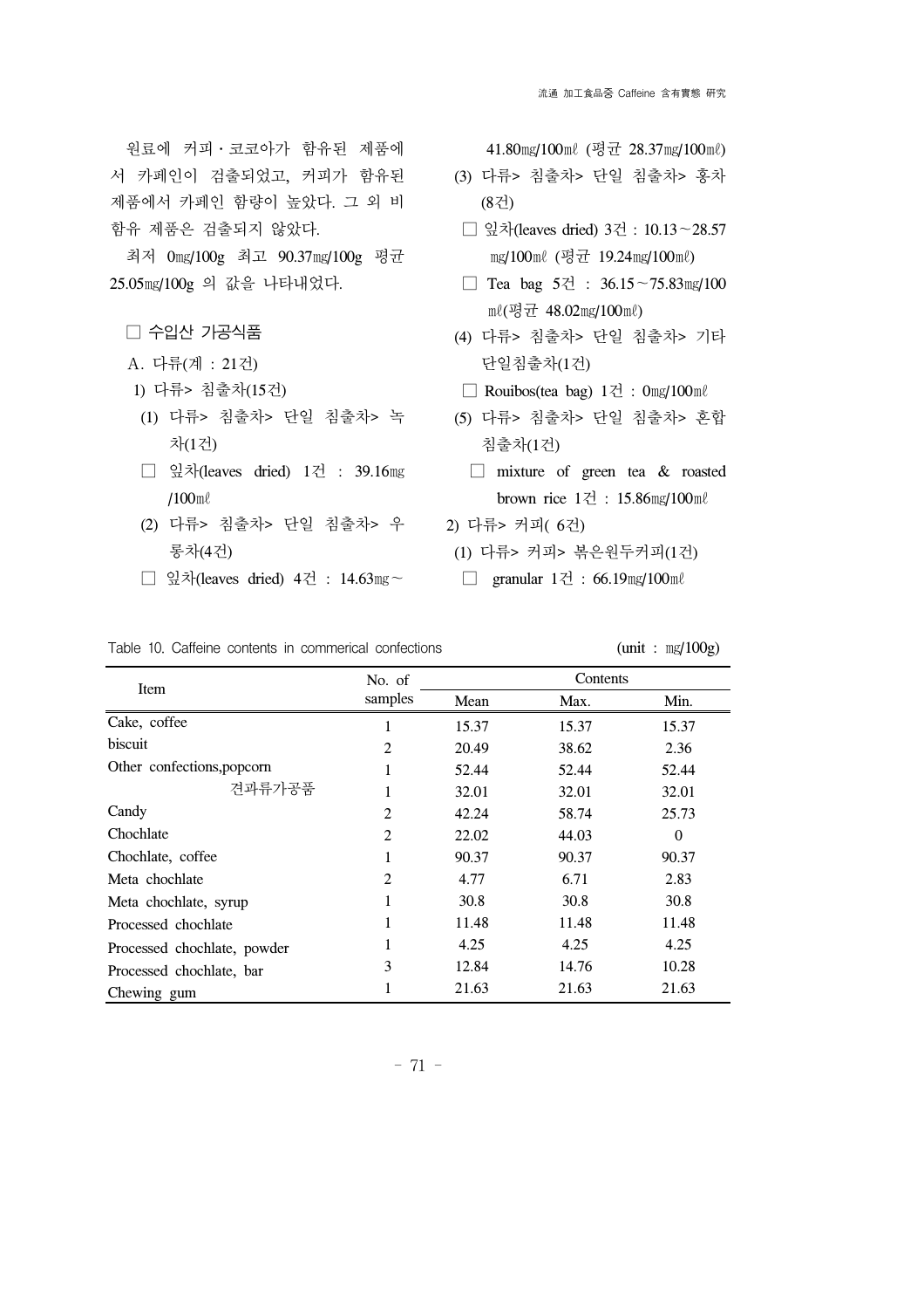원료에 커피・코코아가 함유된 제품에서 카페인이 검출되었고, 커피가 함유된 제품에서 카페인 함량이 높았다. 그 외 비함유 제품은 검출되지 않았다.

최저 0㎎/100g 최고 90.37㎎/100g 평균 25.05㎎/100g 의 값을 나타내었다.

□ 수입산 가공식품

A. 다류(계 : 21건)

1) 다류> 침출차(15건)

(1) 다류> 침출차> 단일 침출차> 녹차(1건)

□ 잎차(leaves dried) 1건 : 39.16㎎/100㎖

(2) 다류> 침출차> 단일 침출차> 우롱차(4건)

□ 잎차(leaves dried) 4건 : 14.63㎎~41.80㎎/100㎖ (평균 28.37㎎/100㎖)

(3) 다류> 침출차> 단일 침출차> 홍차(8건)

□ 잎차(leaves dried) 3건 : 10.13~28.57㎎/100㎖ (평균 19.24㎎/100㎖)

□ Tea bag 5건 : 36.15~75.83㎎/100㎖(평균 48.02㎎/100㎖)

(4) 다류> 침출차> 단일 침출차> 기타 단일침출차(1건)

□ Rooibos(tea bag) 1건 : 0㎎/100㎖

(5) 다류> 침출차> 단일 침출차> 혼합 침출차(1건)

□ mixture of green tea & roasted brown rice 1건 : 15.86㎎/100㎖

2) 다류> 커피( 6건)

(1) 다류> 커피> 볶은원두커피(1건)

□ granular 1건 : 66.19㎎/100㎖

Table 10. Caffeine contents in commerical confections (unit : ㎎/100g)

| Item | No. of samples | Contents | | |
|---|---|---|---|---|
| | | Mean | Max. | Min. |
| Cake, coffee | 1 | 15.37 | 15.37 | 15.37 |
| biscuit | 2 | 20.49 | 38.62 | 2.36 |
| Other confections,popcorn | 1 | 52.44 | 52.44 | 52.44 |
| 견과류가공품 | 1 | 32.01 | 32.01 | 32.01 |
| Candy | 2 | 42.24 | 58.74 | 25.73 |
| Chochlate | 2 | 22.02 | 44.03 | 0 |
| Chochlate, coffee | 1 | 90.37 | 90.37 | 90.37 |
| Meta chochlate | 2 | 4.77 | 6.71 | 2.83 |
| Meta chochlate, syrup | 1 | 30.8 | 30.8 | 30.8 |
| Processed chochlate | 1 | 11.48 | 11.48 | 11.48 |
| Processed chochlate, powder | 1 | 4.25 | 4.25 | 4.25 |
| Processed chochlate, bar | 3 | 12.84 | 14.76 | 10.28 |
| Chewing gum | 1 | 21.63 | 21.63 | 21.63 |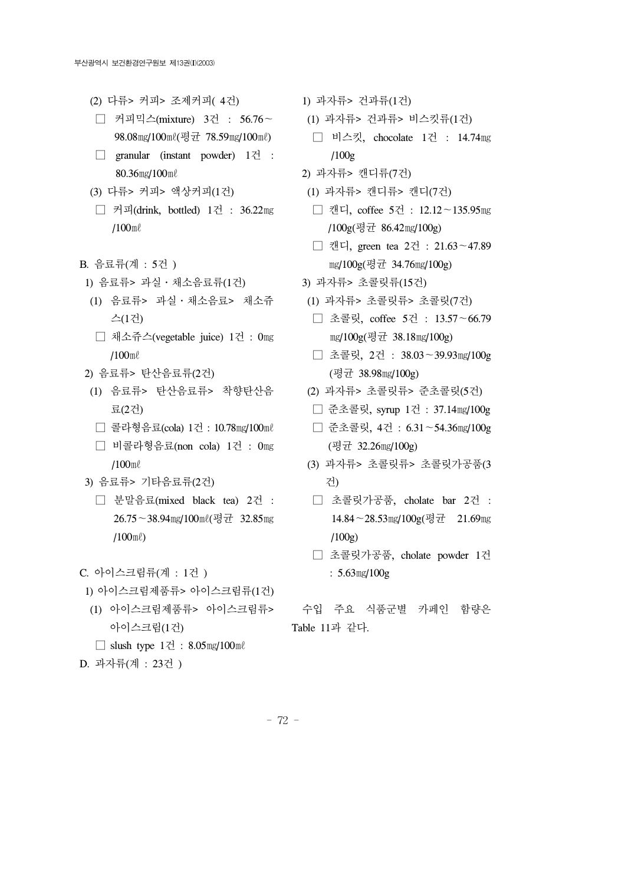(2) 다류> 커피> 조제커피( 4건)

□ 커피믹스(mixture) 3건 : 56.76～98.08㎎/100㎖(평균 78.59㎎/100㎖)

□ granular (instant powder) 1건 : 80.36㎎/100㎖

(3) 다류> 커피> 액상커피(1건)

□ 커피(drink, bottled) 1건 : 36.22㎎/100㎖

B. 음료류(계 : 5건 )

1) 음료류> 과실・채소음료류(1건)

(1) 음료류> 과실・채소음료> 채소쥬스(1건)

□ 채소쥬스(vegetable juice) 1건 : 0㎎/100㎖

2) 음료류> 탄산음료류(2건)

(1) 음료류> 탄산음료류> 착향탄산음료(2건)

□ 콜라형음료(cola) 1건 : 10.78㎎/100㎖

□ 비콜라형음료(non cola) 1건 : 0㎎/100㎖

3) 음료류> 기타음료류(2건)

□ 분말음료(mixed black tea) 2건 : 26.75～38.94㎎/100㎖(평균 32.85㎎/100㎖)

C. 아이스크림류(계 : 1건 )

1) 아이스크림제품류> 아이스크림류(1건)

(1) 아이스크림제품류> 아이스크림류> 아이스크림(1건)

□ slush type 1건 : 8.05㎎/100㎖

D. 과자류(계 : 23건 )

1) 과자류> 건과류(1건)

(1) 과자류> 건과류> 비스킷류(1건)

□ 비스킷, chocolate 1건 : 14.74㎎/100g

2) 과자류> 캔디류(7건)

(1) 과자류> 캔디류> 캔디(7건)

□ 캔디, coffee 5건 : 12.12～135.95㎎/100g(평균 86.42㎎/100g)

□ 캔디, green tea 2건 : 21.63～47.89㎎/100g(평균 34.76㎎/100g)

3) 과자류> 초콜릿류(15건)

(1) 과자류> 초콜릿류> 초콜릿(7건)

□ 초콜릿, coffee 5건 : 13.57～66.79㎎/100g(평균 38.18㎎/100g)

□ 초콜릿, 2건 : 38.03～39.93㎎/100g(평균 38.98㎎/100g)

(2) 과자류> 초콜릿류> 준초콜릿(5건)

□ 준초콜릿, syrup 1건 : 37.14㎎/100g

□ 준초콜릿, 4건 : 6.31～54.36㎎/100g(평균 32.26㎎/100g)

(3) 과자류> 초콜릿류> 초콜릿가공품(3건)

□ 초콜릿가공품, cholate bar 2건 : 14.84～28.53㎎/100g(평균 21.69㎎/100g)

□ 초콜릿가공품, cholate powder 1건 : 5.63㎎/100g

수입 주요 식품군별 카페인 함량은 Table 11과 같다.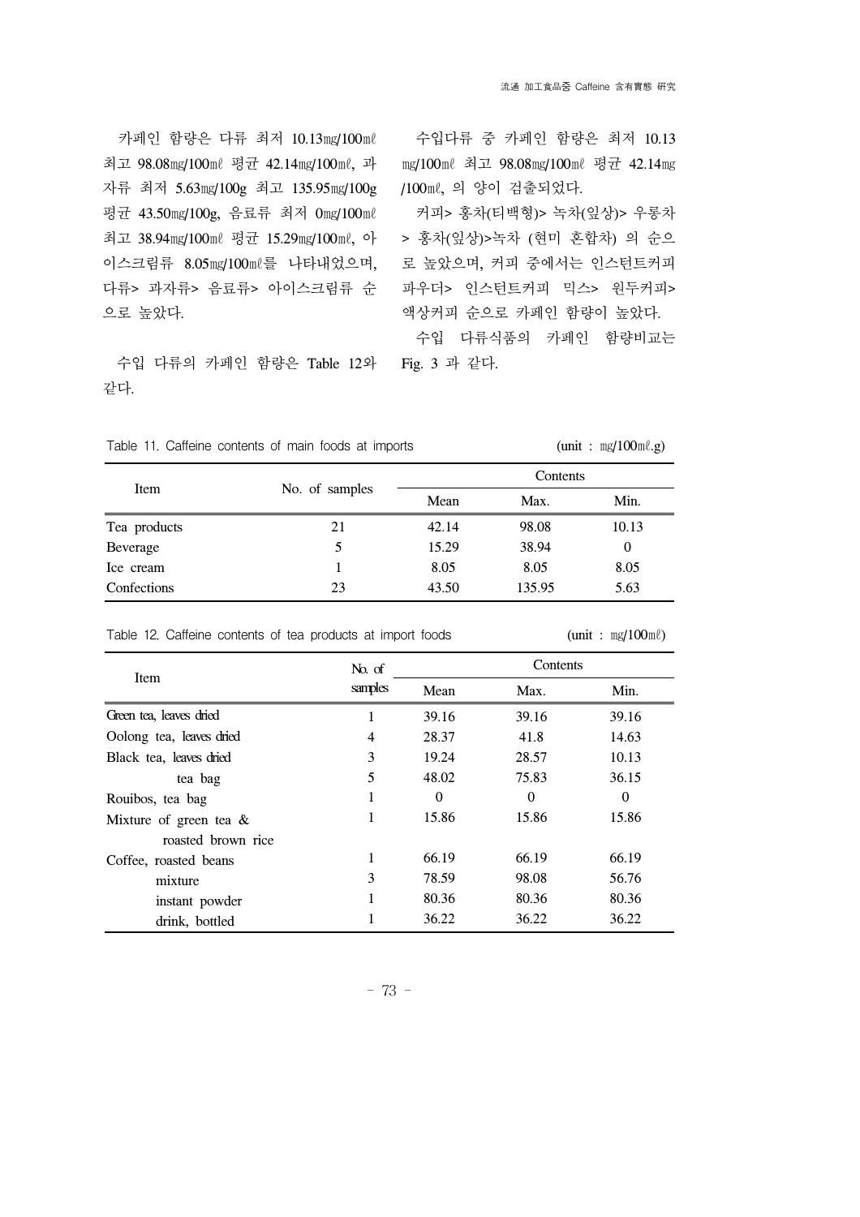카페인 함량은 다류 최저 10.13㎎/100㎖ 최고 98.08㎎/100㎖ 평균 42.14㎎/100㎖, 과자류 최저 5.63㎎/100g 최고 135.95㎎/100g 평균 43.50㎎/100g, 음료류 최저 0㎎/100㎖ 최고 38.94㎎/100㎖ 평균 15.29㎎/100㎖, 아이스크림류 8.05㎎/100㎖를 나타내었으며, 다류> 과자류> 음료류> 아이스크림류 순으로 높았다.

수입 다류의 카페인 함량은 Table 12와 같다.

수입다류 중 카페인 함량은 최저 10.13 ㎎/100㎖ 최고 98.08㎎/100㎖ 평균 42.14㎎/100㎖, 의 양이 검출되었다.

커피> 홍차(티백형)> 녹차(잎상)> 우롱차 > 홍차(잎상)>녹차 (현미 혼합차) 의 순으로 높았으며, 커피 중에서는 인스턴트커피 파우더> 인스턴트커피 믹스> 원두커피> 액상커피 순으로 카페인 함량이 높았다.

수입 다류식품의 카페인 함량비교는 Fig. 3 과 같다.

Table 11. Caffeine contents of main foods at imports (unit : ㎎/100㎖.g)

| Item | No. of samples | Contents | | |
|---|---|---|---|---|
| | | Mean | Max. | Min. |
| Tea products | 21 | 42.14 | 98.08 | 10.13 |
| Beverage | 5 | 15.29 | 38.94 | 0 |
| Ice cream | 1 | 8.05 | 8.05 | 8.05 |
| Confections | 23 | 43.50 | 135.95 | 5.63 |

Table 12. Caffeine contents of tea products at import foods (unit : ㎎/100㎖)

| Item | No. of samples | Contents | | |
|---|---|---|---|---|
| | | Mean | Max. | Min. |
| Green tea, leaves dried | 1 | 39.16 | 39.16 | 39.16 |
| Oolong tea, leaves dried | 4 | 28.37 | 41.8 | 14.63 |
| Black tea, leaves dried | 3 | 19.24 | 28.57 | 10.13 |
| tea bag | 5 | 48.02 | 75.83 | 36.15 |
| Rouibos, tea bag | 1 | 0 | 0 | 0 |
| Mixture of green tea & roasted brown rice | 1 | 15.86 | 15.86 | 15.86 |
| Coffee, roasted beans | 1 | 66.19 | 66.19 | 66.19 |
| mixture | 3 | 78.59 | 98.08 | 56.76 |
| instant powder | 1 | 80.36 | 80.36 | 80.36 |
| drink, bottled | 1 | 36.22 | 36.22 | 36.22 |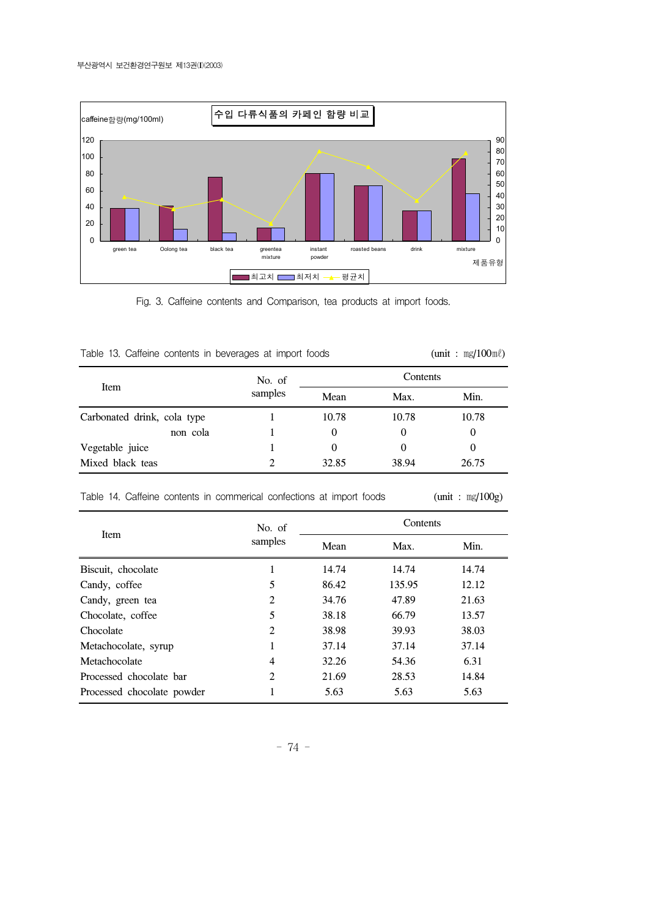수입 다류식품의 카페인 함량 비교

caffeine함량(mg/100ml)

제품유형

최고치 최저치 평균치

Fig. 3. Caffeine contents and Comparison, tea products at import foods.

Table 13. Caffeine contents in beverages at import foods (unit : ㎎/100㎖)

| Item | No. of samples | Contents | | |
|---|---|---|---|---|
| | | Mean | Max. | Min. |
| Carbonated drink, cola type | 1 | 10.78 | 10.78 | 10.78 |
| non cola | 1 | 0 | 0 | 0 |
| Vegetable juice | 1 | 0 | 0 | 0 |
| Mixed black teas | 2 | 32.85 | 38.94 | 26.75 |

Table 14. Caffeine contents in commerical confections at import foods (unit : ㎎/100g)

| Item | No. of samples | Contents | | |
|---|---|---|---|---|
| | | Mean | Max. | Min. |
| Biscuit, chocolate | 1 | 14.74 | 14.74 | 14.74 |
| Candy, coffee | 5 | 86.42 | 135.95 | 12.12 |
| Candy, green tea | 2 | 34.76 | 47.89 | 21.63 |
| Chocolate, coffee | 5 | 38.18 | 66.79 | 13.57 |
| Chocolate | 2 | 38.98 | 39.93 | 38.03 |
| Metachocolate, syrup | 1 | 37.14 | 37.14 | 37.14 |
| Metachocolate | 4 | 32.26 | 54.36 | 6.31 |
| Processed chocolate bar | 2 | 21.69 | 28.53 | 14.84 |
| Processed chocolate powder | 1 | 5.63 | 5.63 | 5.63 |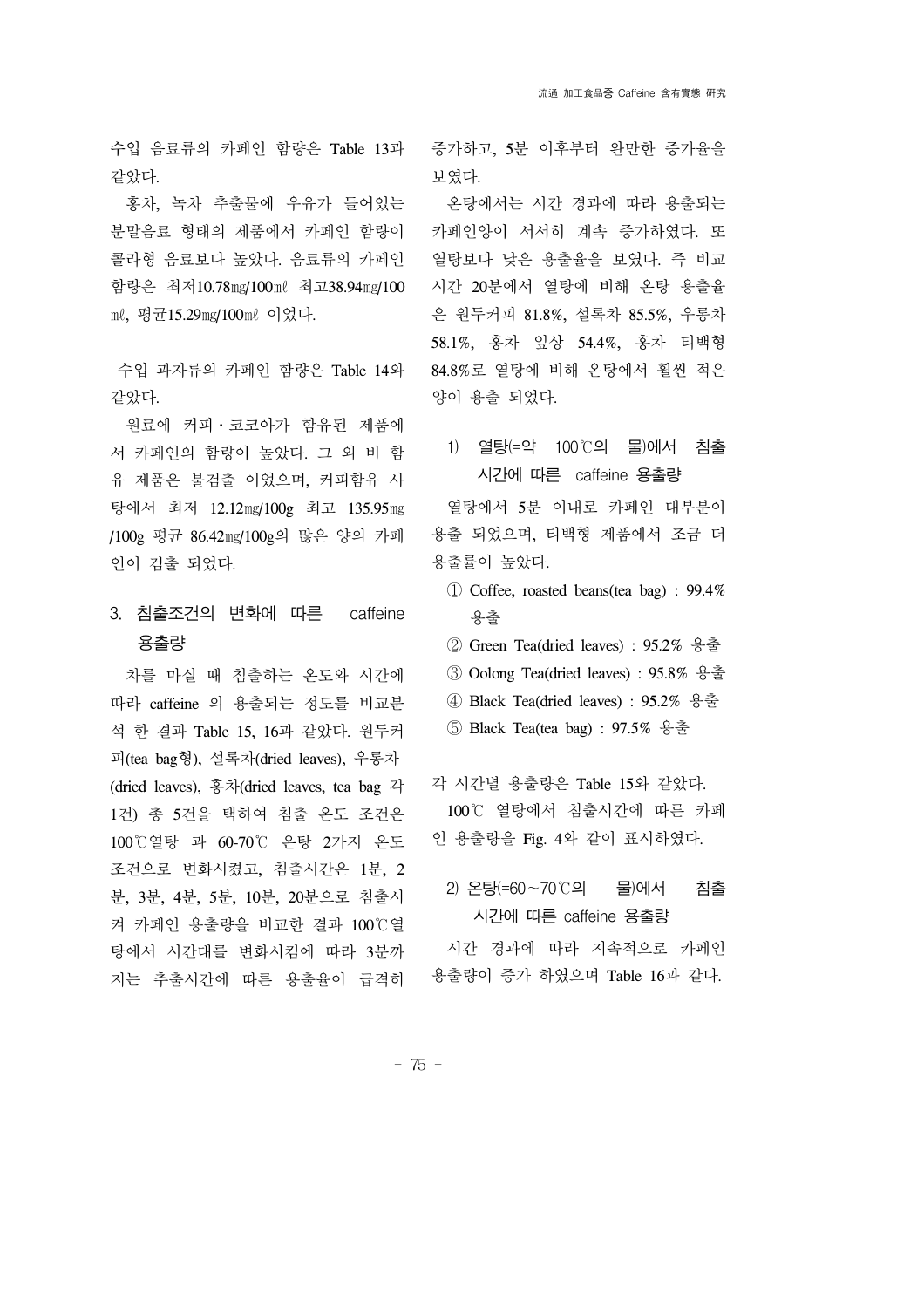수입 음료류의 카페인 함량은 Table 13과 같았다.

홍차, 녹차 추출물에 우유가 들어있는 분말음료 형태의 제품에서 카페인 함량이 콜라형 음료보다 높았다. 음료류의 카페인 함량은 최저10.78㎎/100㎖ 최고38.94㎎/100㎖, 평균15.29㎎/100㎖ 이었다.

수입 과자류의 카페인 함량은 Table 14와 같았다.

원료에 커피·코코아가 함유된 제품에서 카페인의 함량이 높았다. 그 외 비 함유 제품은 불검출 이었으며, 커피함유 사탕에서 최저 12.12㎎/100g 최고 135.95㎎/100g 평균 86.42㎎/100g의 많은 양의 카페인이 검출 되었다.

## 3. 침출조건의 변화에 따른 caffeine 용출량

차를 마실 때 침출하는 온도와 시간에 따라 caffeine 의 용출되는 정도를 비교분석 한 결과 Table 15, 16과 같았다. 원두커피(tea bag형), 설록차(dried leaves), 우롱차(dried leaves), 홍차(dried leaves, tea bag 각 1건) 총 5건을 택하여 침출 온도 조건은 100℃열탕 과 60-70℃ 온탕 2가지 온도 조건으로 변화시켰고, 침출시간은 1분, 2분, 3분, 4분, 5분, 10분, 20분으로 침출시켜 카페인 용출량을 비교한 결과 100℃열탕에서 시간대를 변화시킴에 따라 3분까지는 추출시간에 따른 용출율이 급격히 증가하고, 5분 이후부터 완만한 증가율을 보였다.

온탕에서는 시간 경과에 따라 용출되는 카페인양이 서서히 계속 증가하였다. 또 열탕보다 낮은 용출율을 보였다. 즉 비교시간 20분에서 열탕에 비해 온탕 용출율은 원두커피 81.8%, 설록차 85.5%, 우롱차 58.1%, 홍차 잎상 54.4%, 홍차 티백형 84.8%로 열탕에 비해 온탕에서 훨씬 적은 양이 용출 되었다.

### 1) 열탕(=약 100℃의 물)에서 침출시간에 따른 caffeine 용출량

열탕에서 5분 이내로 카페인 대부분이 용출 되었으며, 티백형 제품에서 조금 더 용출률이 높았다.

① Coffee, roasted beans(tea bag) : 99.4% 용출
② Green Tea(dried leaves) : 95.2% 용출
③ Oolong Tea(dried leaves) : 95.8% 용출
④ Black Tea(dried leaves) : 95.2% 용출
⑤ Black Tea(tea bag) : 97.5% 용출

각 시간별 용출량은 Table 15와 같았다.

100℃ 열탕에서 침출시간에 따른 카페인 용출량을 Fig. 4와 같이 표시하였다.

### 2) 온탕(=60~70℃의 물)에서 침출시간에 따른 caffeine 용출량

시간 경과에 따라 지속적으로 카페인 용출량이 증가 하였으며 Table 16과 같다.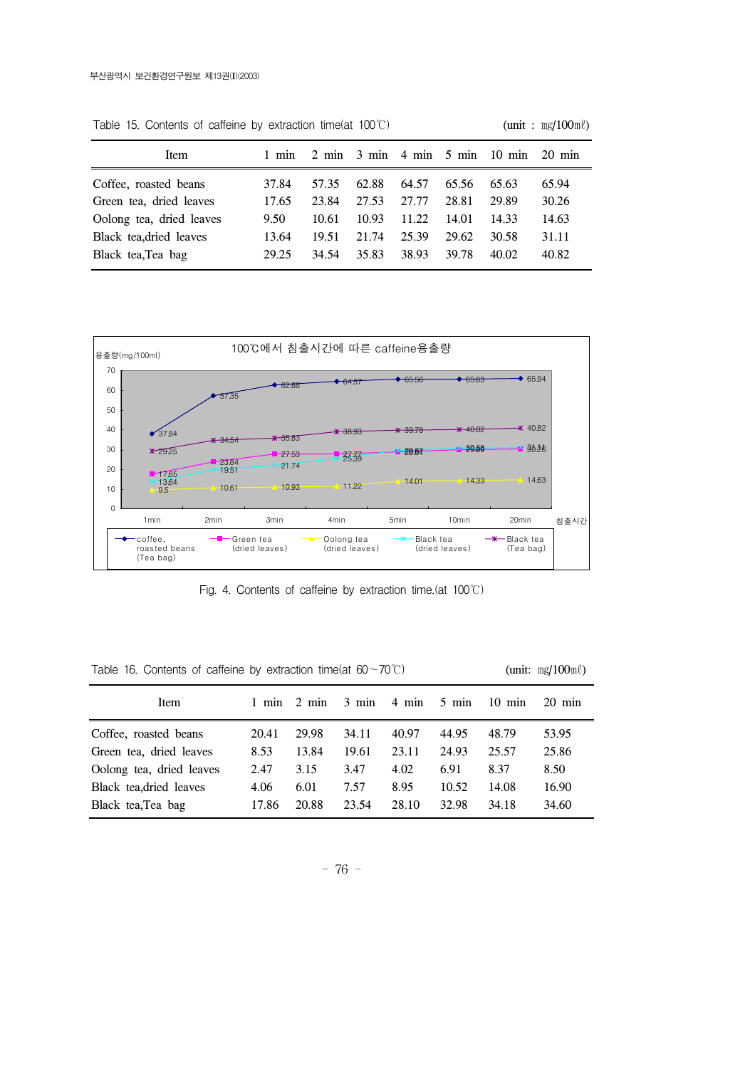Table 15. Contents of caffeine by extraction time(at 100℃) (unit : ㎎/100㎖)

| Item | 1 min | 2 min | 3 min | 4 min | 5 min | 10 min | 20 min |
|---|---|---|---|---|---|---|---|
| Coffee, roasted beans | 37.84 | 57.35 | 62.88 | 64.57 | 65.56 | 65.63 | 65.94 |
| Green tea, dried leaves | 17.65 | 23.84 | 27.53 | 27.77 | 28.81 | 29.89 | 30.26 |
| Oolong tea, dried leaves | 9.50 | 10.61 | 10.93 | 11.22 | 14.01 | 14.33 | 14.63 |
| Black tea,dried leaves | 13.64 | 19.51 | 21.74 | 25.39 | 29.62 | 30.58 | 31.11 |
| Black tea,Tea bag | 29.25 | 34.54 | 35.83 | 38.93 | 39.78 | 40.02 | 40.82 |

Fig. 4. Contents of caffeine by extraction time.(at 100℃)

Table 16. Contents of caffeine by extraction time(at 60~70℃) (unit: ㎎/100㎖)

| Item | 1 min | 2 min | 3 min | 4 min | 5 min | 10 min | 20 min |
|---|---|---|---|---|---|---|---|
| Coffee, roasted beans | 20.41 | 29.98 | 34.11 | 40.97 | 44.95 | 48.79 | 53.95 |
| Green tea, dried leaves | 8.53 | 13.84 | 19.61 | 23.11 | 24.93 | 25.57 | 25.86 |
| Oolong tea, dried leaves | 2.47 | 3.15 | 3.47 | 4.02 | 6.91 | 8.37 | 8.50 |
| Black tea,dried leaves | 4.06 | 6.01 | 7.57 | 8.95 | 10.52 | 14.08 | 16.90 |
| Black tea,Tea bag | 17.86 | 20.88 | 23.54 | 28.10 | 32.98 | 34.18 | 34.60 |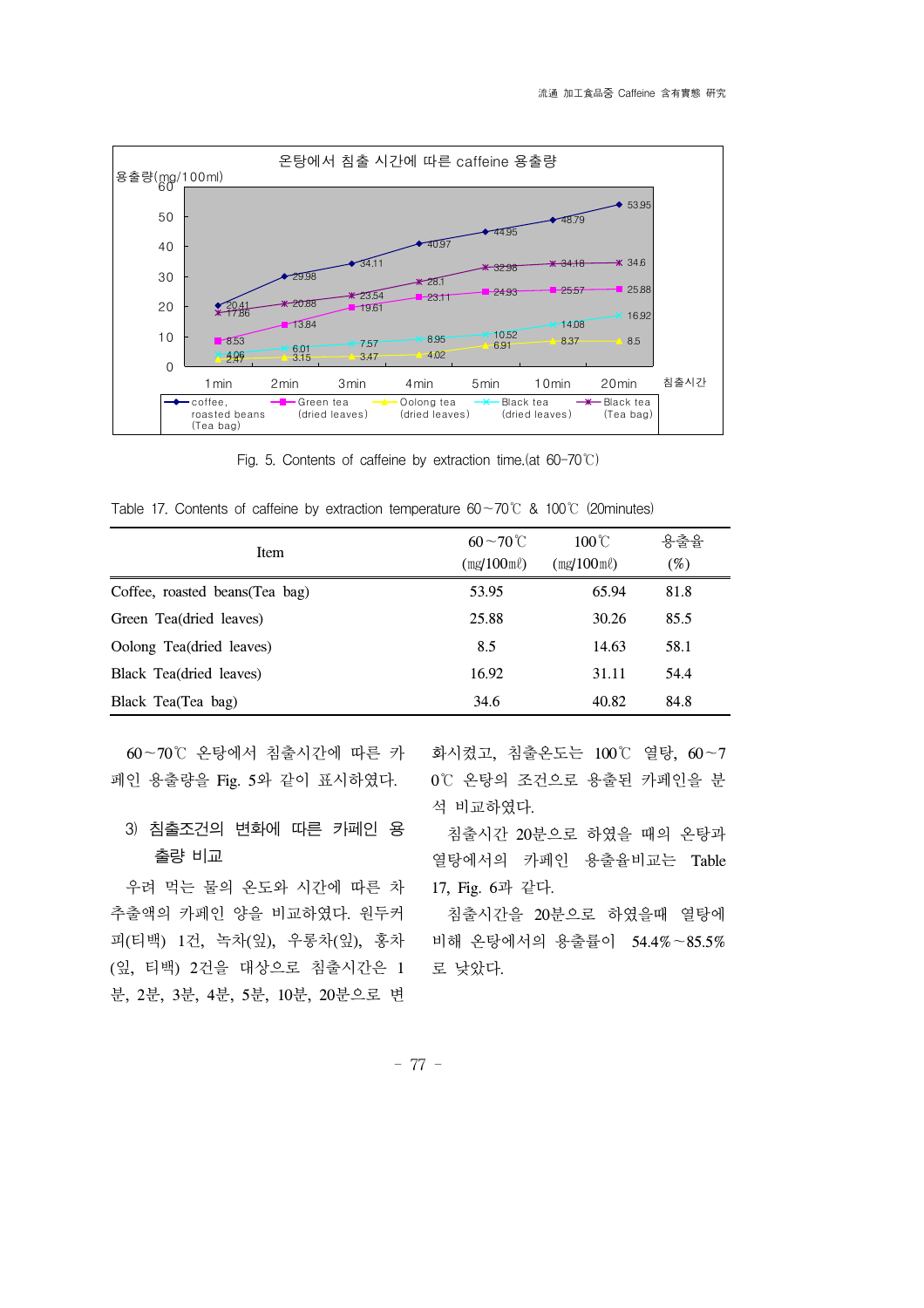Fig. 5. Contents of caffeine by extraction time.(at 60-70℃)

Table 17. Contents of caffeine by extraction temperature 60~70℃ & 100℃ (20minutes)

| Item | 60~70℃ (㎎/100㎖) | 100℃ (㎎/100㎖) | 용출율 (%) |
|---|---|---|---|
| Coffee, roasted beans(Tea bag) | 53.95 | 65.94 | 81.8 |
| Green Tea(dried leaves) | 25.88 | 30.26 | 85.5 |
| Oolong Tea(dried leaves) | 8.5 | 14.63 | 58.1 |
| Black Tea(dried leaves) | 16.92 | 31.11 | 54.4 |
| Black Tea(Tea bag) | 34.6 | 40.82 | 84.8 |

60~70℃ 온탕에서 침출시간에 따른 카페인 용출량을 Fig. 5와 같이 표시하였다.

### 3) 침출조건의 변화에 따른 카페인 용출량 비교

우려 먹는 물의 온도와 시간에 따른 차 추출액의 카페인 양을 비교하였다. 원두커피(티백) 1건, 녹차(잎), 우롱차(잎), 홍차(잎, 티백) 2건을 대상으로 침출시간은 1분, 2분, 3분, 4분, 5분, 10분, 20분으로 변화시켰고, 침출온도는 100℃ 열탕, 60~70℃ 온탕의 조건으로 용출된 카페인을 분석 비교하였다.

침출시간 20분으로 하였을 때의 온탕과 열탕에서의 카페인 용출율비교는 Table 17, Fig. 6과 같다.

침출시간을 20분으로 하였을때 열탕에 비해 온탕에서의 용출률이 54.4%~85.5%로 낮았다.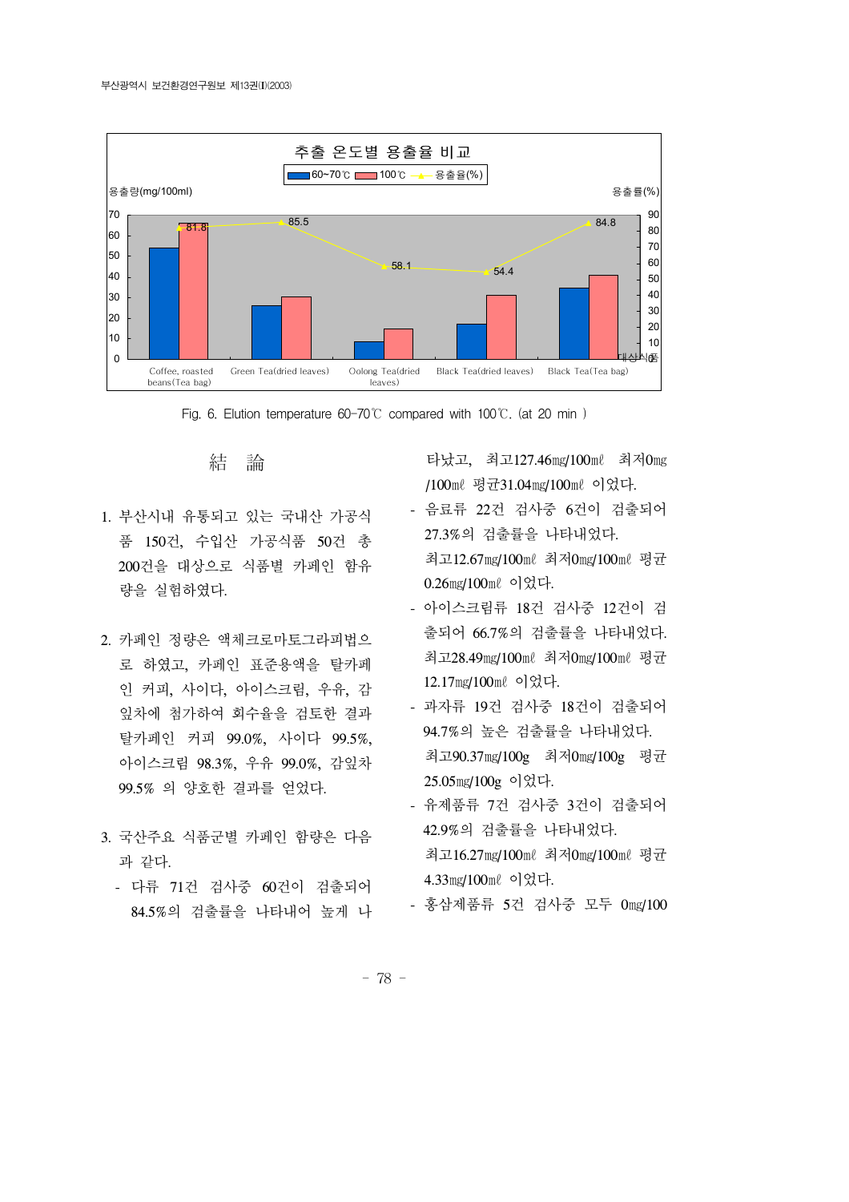추출 온도별 용출율 비교

| 대상식품 | 60~70℃ (mg/100ml) | 100℃ (mg/100ml) | 용출율(%) |
|---|---|---|---|
| Coffee, roasted beans(Tea bag) | | | 81.8 |
| Green Tea(dried leaves) | | | 85.5 |
| Oolong Tea(dried leaves) | | | 58.1 |
| Black Tea(dried leaves) | | | 54.4 |
| Black Tea(Tea bag) | | | 84.8 |

Fig. 6. Elution temperature 60-70℃ compared with 100℃. (at 20 min )

## 結 論

1. 부산시내 유통되고 있는 국내산 가공식품 150건, 수입산 가공식품 50건 총 200건을 대상으로 식품별 카페인 함유량을 실험하였다.

2. 카페인 정량은 액체크로마토그라피법으로 하였고, 카페인 표준용액을 탈카페인 커피, 사이다, 아이스크림, 우유, 감잎차에 첨가하여 회수율을 검토한 결과 탈카페인 커피 99.0%, 사이다 99.5%, 아이스크림 98.3%, 우유 99.0%, 감잎차 99.5% 의 양호한 결과를 얻었다.

3. 국산주요 식품군별 카페인 함량은 다음과 같다.
   - 다류 71건 검사중 60건이 검출되어 84.5%의 검출률을 나타내어 높게 나타났고, 최고127.46㎎/100㎖ 최저0㎎/100㎖ 평균31.04㎎/100㎖ 이었다.
   - 음료류 22건 검사중 6건이 검출되어 27.3%의 검출률을 나타내었다. 최고12.67㎎/100㎖ 최저0㎎/100㎖ 평균 0.26㎎/100㎖ 이었다.
   - 아이스크림류 18건 검사중 12건이 검출되어 66.7%의 검출률을 나타내었다. 최고28.49㎎/100㎖ 최저0㎎/100㎖ 평균 12.17㎎/100㎖ 이었다.
   - 과자류 19건 검사중 18건이 검출되어 94.7%의 높은 검출률을 나타내었다. 최고90.37㎎/100g 최저0㎎/100g 평균 25.05㎎/100g 이었다.
   - 유제품류 7건 검사중 3건이 검출되어 42.9%의 검출률을 나타내었다. 최고16.27㎎/100㎖ 최저0㎎/100㎖ 평균 4.33㎎/100㎖ 이었다.
   - 홍삼제품류 5건 검사중 모두 0㎎/100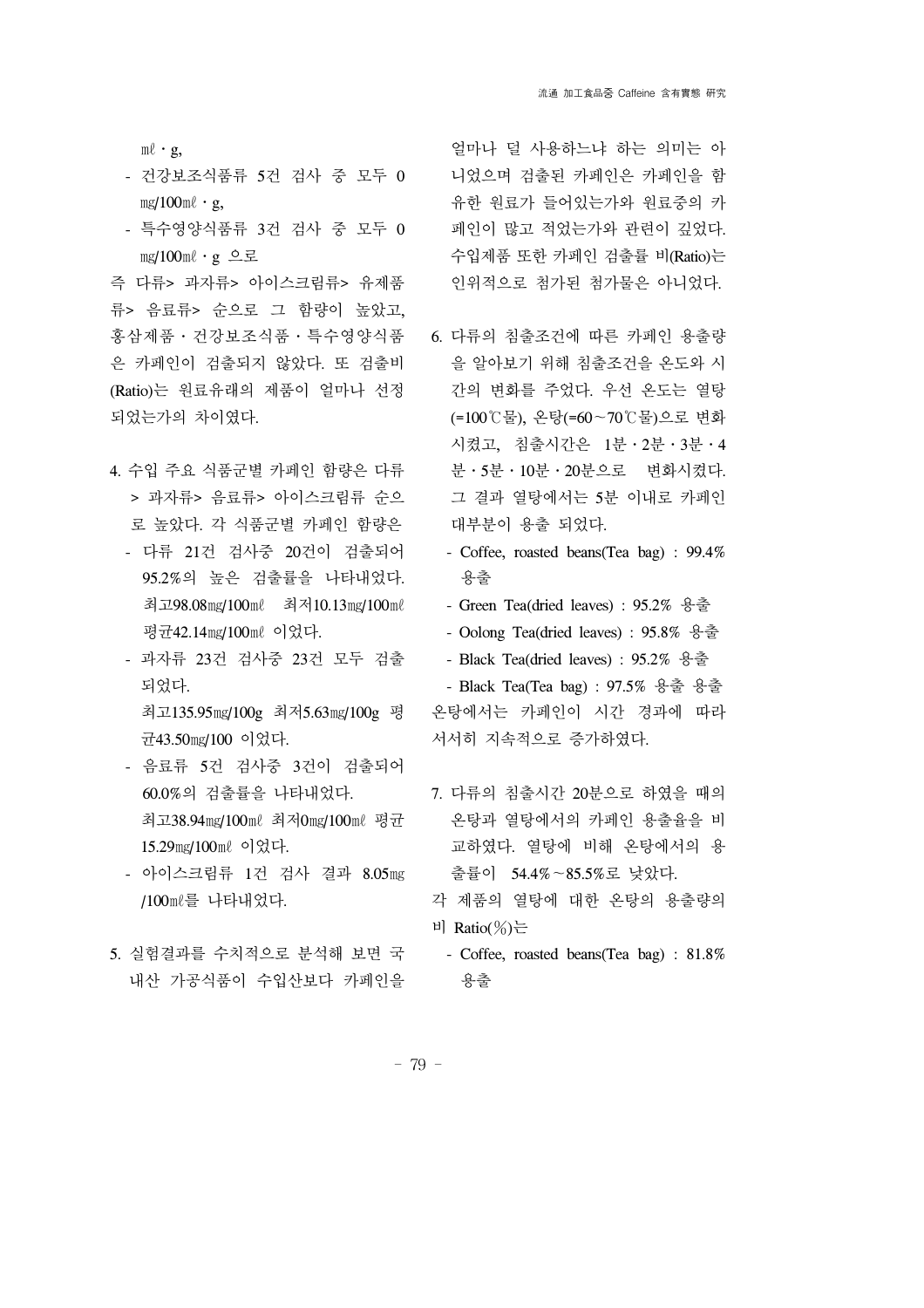㎖ · g,

- 건강보조식품류 5건 검사 중 모두 0 ㎎/100㎖ · g,
- 특수영양식품류 3건 검사 중 모두 0 ㎎/100㎖ · g 으로

즉 다류> 과자류> 아이스크림류> 유제품류> 음료류> 순으로 그 함량이 높았고, 홍삼제품 · 건강보조식품 · 특수영양식품은 카페인이 검출되지 않았다. 또 검출비(Ratio)는 원료유래의 제품이 얼마나 선정되었는가의 차이였다.

4. 수입 주요 식품군별 카페인 함량은 다류 > 과자류> 음료류> 아이스크림류 순으로 높았다. 각 식품군별 카페인 함량은
   - 다류 21건 검사중 20건이 검출되어 95.2%의 높은 검출률을 나타내었다. 최고98.08㎎/100㎖ 최저10.13㎎/100㎖ 평균42.14㎎/100㎖ 이었다.
   - 과자류 23건 검사중 23건 모두 검출되었다.
     최고135.95㎎/100g 최저5.63㎎/100g 평균43.50㎎/100 이었다.
   - 음료류 5건 검사중 3건이 검출되어 60.0%의 검출률을 나타내었다.
     최고38.94㎎/100㎖ 최저0㎎/100㎖ 평균15.29㎎/100㎖ 이었다.
   - 아이스크림류 1건 검사 결과 8.05㎎/100㎖를 나타내었다.

5. 실험결과를 수치적으로 분석해 보면 국내산 가공식품이 수입산보다 카페인을 얼마나 덜 사용하느냐 하는 의미는 아니었으며 검출된 카페인은 카페인을 함유한 원료가 들어있는가와 원료중의 카페인이 많고 적었는가와 관련이 깊었다. 수입제품 또한 카페인 검출률 비(Ratio)는 인위적으로 첨가된 첨가물은 아니었다.

6. 다류의 침출조건에 따른 카페인 용출량을 알아보기 위해 침출조건을 온도와 시간의 변화를 주었다. 우선 온도는 열탕(=100℃물), 온탕(=60~70℃물)으로 변화시켰고, 침출시간은 1분 · 2분 · 3분 · 4분 · 5분 · 10분 · 20분으로 변화시켰다. 그 결과 열탕에서는 5분 이내로 카페인 대부분이 용출 되었다.
   - Coffee, roasted beans(Tea bag) : 99.4% 용출
   - Green Tea(dried leaves) : 95.2% 용출
   - Oolong Tea(dried leaves) : 95.8% 용출
   - Black Tea(dried leaves) : 95.2% 용출
   - Black Tea(Tea bag) : 97.5% 용출 용출

온탕에서는 카페인이 시간 경과에 따라 서서히 지속적으로 증가하였다.

7. 다류의 침출시간 20분으로 하였을 때의 온탕과 열탕에서의 카페인 용출율을 비교하였다. 열탕에 비해 온탕에서의 용출률이 54.4%~85.5%로 낮았다.

각 제품의 열탕에 대한 온탕의 용출량의 비 Ratio(%)는

- Coffee, roasted beans(Tea bag) : 81.8% 용출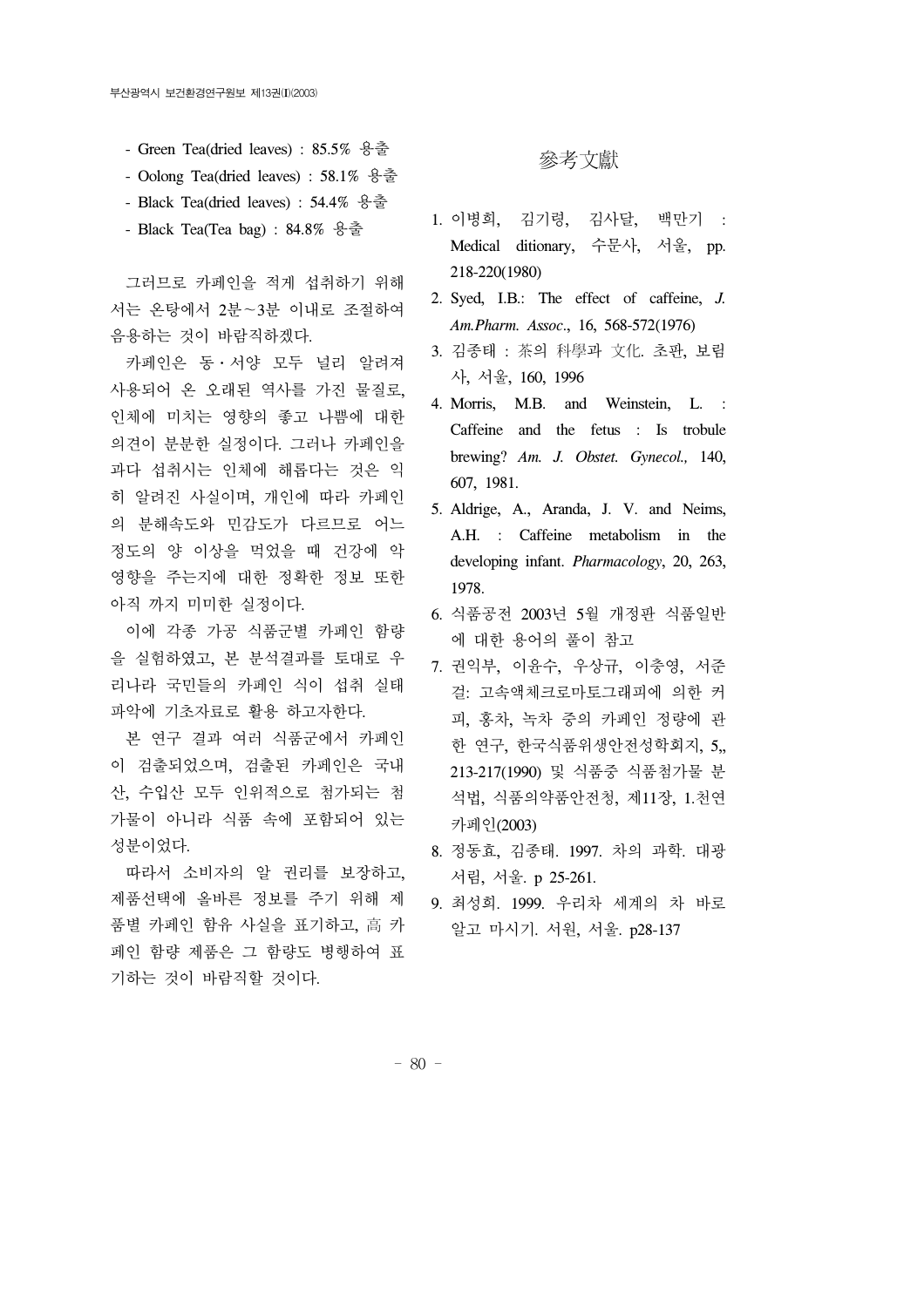- Green Tea(dried leaves) : 85.5% 용출
- Oolong Tea(dried leaves) : 58.1% 용출
- Black Tea(dried leaves) : 54.4% 용출
- Black Tea(Tea bag) : 84.8% 용출

그러므로 카페인을 적게 섭취하기 위해서는 온탕에서 2분~3분 이내로 조절하여 음용하는 것이 바람직하겠다.

카페인은 동·서양 모두 널리 알려져 사용되어 온 오래된 역사를 가진 물질로, 인체에 미치는 영향의 좋고 나쁨에 대한 의견이 분분한 실정이다. 그러나 카페인을 과다 섭취시는 인체에 해롭다는 것은 익히 알려진 사실이며, 개인에 따라 카페인의 분해속도와 민감도가 다르므로 어느 정도의 양 이상을 먹었을 때 건강에 악영향을 주는지에 대한 정확한 정보 또한 아직 까지 미미한 실정이다.

이에 각종 가공 식품군별 카페인 함량을 실험하였고, 본 분석결과를 토대로 우리나라 국민들의 카페인 식이 섭취 실태 파악에 기초자료로 활용 하고자한다.

본 연구 결과 여러 식품군에서 카페인이 검출되었으며, 검출된 카페인은 국내산, 수입산 모두 인위적으로 첨가되는 첨가물이 아니라 식품 속에 포함되어 있는 성분이었다.

따라서 소비자의 알 권리를 보장하고, 제품선택에 올바른 정보를 주기 위해 제품별 카페인 함유 사실을 표기하고, 高 카페인 함량 제품은 그 함량도 병행하여 표기하는 것이 바람직할 것이다.

## 參考文獻

1. 이병희, 김기령, 김사달, 백만기 : Medical ditionary, 수문사, 서울, pp. 218-220(1980)
2. Syed, I.B.: The effect of caffeine, *J. Am.Pharm. Assoc*., 16, 568-572(1976)
3. 김종태 : 茶의 科學과 文化. 초판, 보림사, 서울, 160, 1996
4. Morris, M.B. and Weinstein, L. : Caffeine and the fetus : Is trobule brewing? *Am. J. Obstet. Gynecol.,* 140, 607, 1981.
5. Aldrige, A., Aranda, J. V. and Neims, A.H. : Caffeine metabolism in the developing infant. *Pharmacology*, 20, 263, 1978.
6. 식품공전 2003년 5월 개정판 식품일반에 대한 용어의 풀이 참고
7. 권익부, 이윤수, 우상규, 이충영, 서준걸: 고속액체크로마토그래피에 의한 커피, 홍차, 녹차 중의 카페인 정량에 관한 연구, 한국식품위생안전성학회지, 5,, 213-217(1990) 및 식품중 식품첨가물 분석법, 식품의약품안전청, 제11장, 1.천연카페인(2003)
8. 정동효, 김종태. 1997. 차의 과학. 대광서림, 서울. p 25-261.
9. 최성희. 1999. 우리차 세계의 차 바로 알고 마시기. 서원, 서울. p28-137